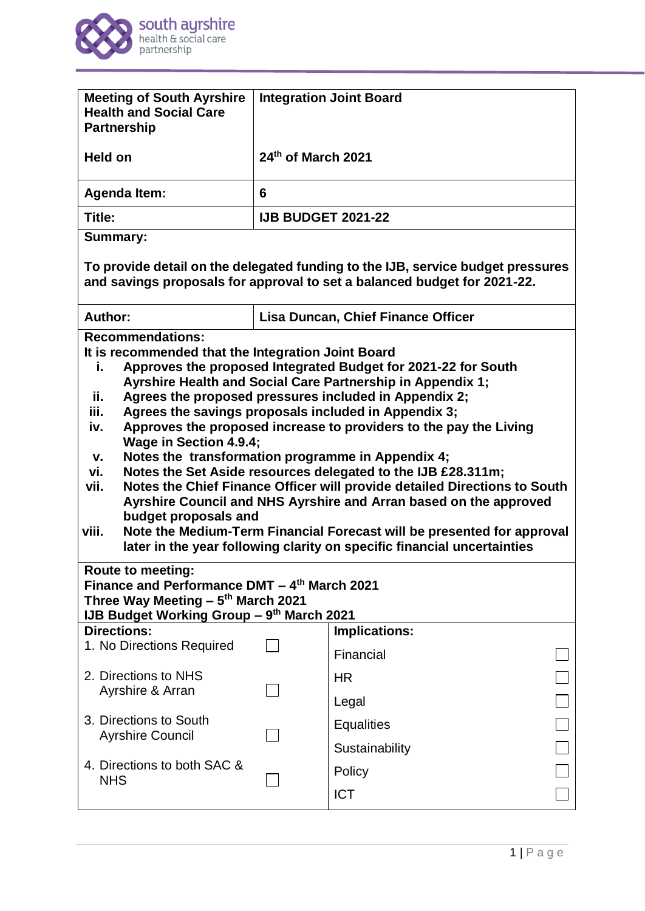| Meeting of South Ayrshire Health and Social Care Partnership | Integration Joint Board |
|---|---|
| Held on | 24th of March 2021 |
| Agenda Item: | 6 |
| Title: | IJB BUDGET 2021-22 |

**Summary:**

**To provide detail on the delegated funding to the IJB, service budget pressures and savings proposals for approval to set a balanced budget for 2021-22.**

| Author: | Lisa Duncan, Chief Finance Officer |
|---|---|

**Recommendations:**

**It is recommended that the Integration Joint Board**

- i. **Approves the proposed Integrated Budget for 2021-22 for South Ayrshire Health and Social Care Partnership in Appendix 1;**
- ii. **Agrees the proposed pressures included in Appendix 2;**
- iii. **Agrees the savings proposals included in Appendix 3;**
- iv. **Approves the proposed increase to providers to the pay the Living Wage in Section 4.9.4;**
- v. **Notes the transformation programme in Appendix 4;**
- vi. **Notes the Set Aside resources delegated to the IJB £28.311m;**
- vii. **Notes the Chief Finance Officer will provide detailed Directions to South Ayrshire Council and NHS Ayrshire and Arran based on the approved budget proposals and**
- viii. **Note the Medium-Term Financial Forecast will be presented for approval later in the year following clarity on specific financial uncertainties**

**Route to meeting:**
**Finance and Performance DMT – 4th March 2021**
**Three Way Meeting – 5th March 2021**
**IJB Budget Working Group – 9th March 2021**

| Directions: | | Implications: | |
|---|---|---|---|
| 1. No Directions Required | ☐ | Financial | ☐ |
| 2. Directions to NHS Ayrshire & Arran | ☐ | HR | ☐ |
| | | Legal | ☐ |
| 3. Directions to South Ayrshire Council | ☐ | Equalities | ☐ |
| | | Sustainability | ☐ |
| 4. Directions to both SAC & NHS | ☐ | Policy | ☐ |
| | | ICT | ☐ |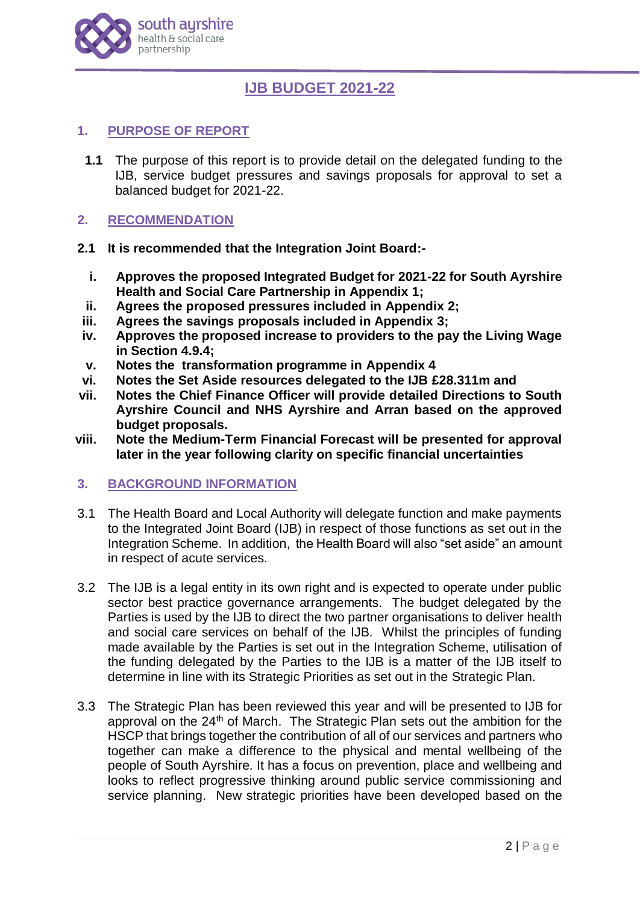# IJB BUDGET 2021-22

## 1. PURPOSE OF REPORT

**1.1** The purpose of this report is to provide detail on the delegated funding to the IJB, service budget pressures and savings proposals for approval to set a balanced budget for 2021-22.

## 2. RECOMMENDATION

**2.1 It is recommended that the Integration Joint Board:-**

- **i. Approves the proposed Integrated Budget for 2021-22 for South Ayrshire Health and Social Care Partnership in Appendix 1;**
- **ii. Agrees the proposed pressures included in Appendix 2;**
- **iii. Agrees the savings proposals included in Appendix 3;**
- **iv. Approves the proposed increase to providers to the pay the Living Wage in Section 4.9.4;**
- **v. Notes the transformation programme in Appendix 4**
- **vi. Notes the Set Aside resources delegated to the IJB £28.311m and**
- **vii. Notes the Chief Finance Officer will provide detailed Directions to South Ayrshire Council and NHS Ayrshire and Arran based on the approved budget proposals.**
- **viii. Note the Medium-Term Financial Forecast will be presented for approval later in the year following clarity on specific financial uncertainties**

## 3. BACKGROUND INFORMATION

3.1 The Health Board and Local Authority will delegate function and make payments to the Integrated Joint Board (IJB) in respect of those functions as set out in the Integration Scheme. In addition, the Health Board will also "set aside" an amount in respect of acute services.

3.2 The IJB is a legal entity in its own right and is expected to operate under public sector best practice governance arrangements. The budget delegated by the Parties is used by the IJB to direct the two partner organisations to deliver health and social care services on behalf of the IJB. Whilst the principles of funding made available by the Parties is set out in the Integration Scheme, utilisation of the funding delegated by the Parties to the IJB is a matter of the IJB itself to determine in line with its Strategic Priorities as set out in the Strategic Plan.

3.3 The Strategic Plan has been reviewed this year and will be presented to IJB for approval on the 24th of March. The Strategic Plan sets out the ambition for the HSCP that brings together the contribution of all of our services and partners who together can make a difference to the physical and mental wellbeing of the people of South Ayrshire. It has a focus on prevention, place and wellbeing and looks to reflect progressive thinking around public service commissioning and service planning. New strategic priorities have been developed based on the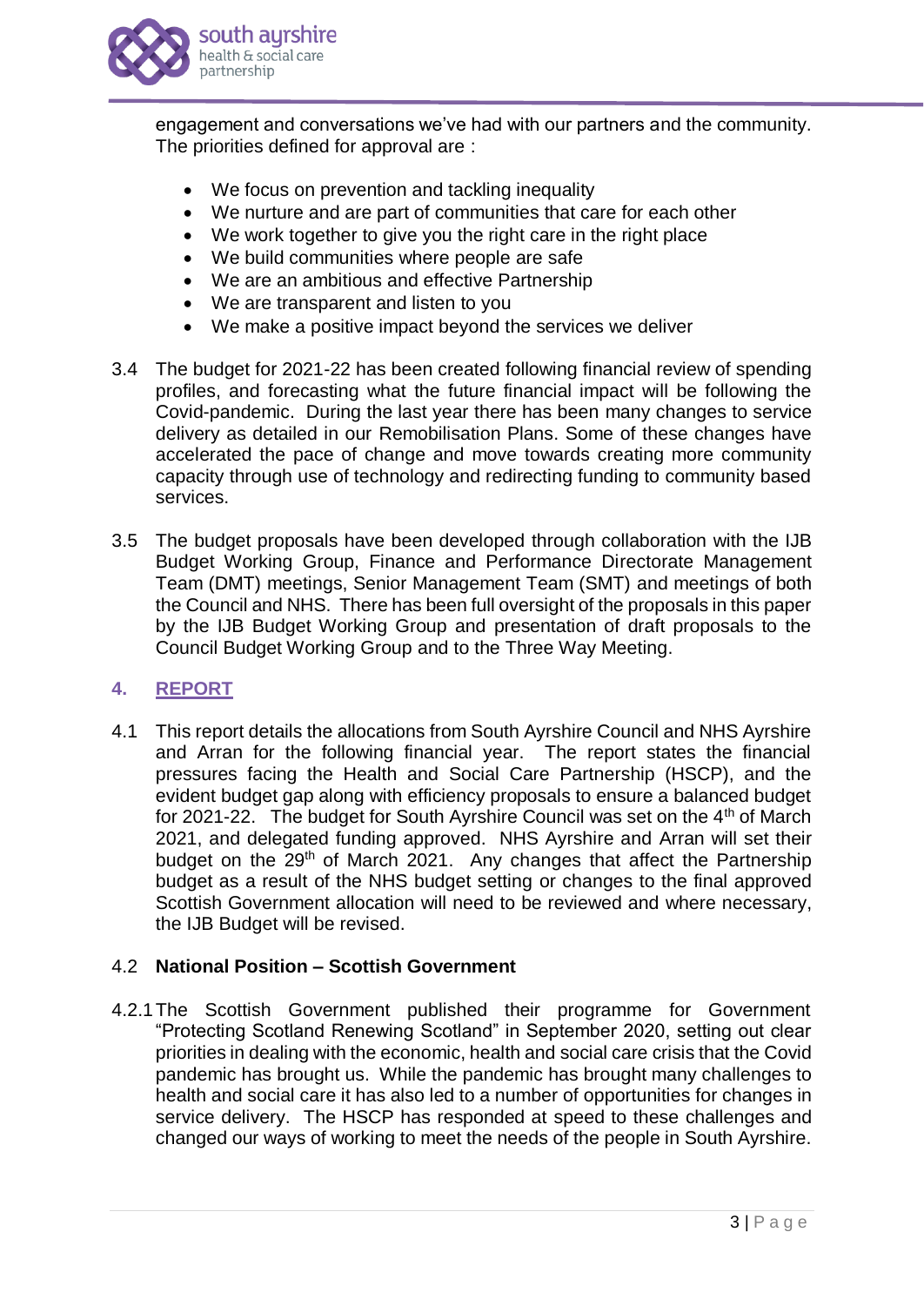engagement and conversations we've had with our partners and the community. The priorities defined for approval are :

- We focus on prevention and tackling inequality
- We nurture and are part of communities that care for each other
- We work together to give you the right care in the right place
- We build communities where people are safe
- We are an ambitious and effective Partnership
- We are transparent and listen to you
- We make a positive impact beyond the services we deliver

3.4 The budget for 2021-22 has been created following financial review of spending profiles, and forecasting what the future financial impact will be following the Covid-pandemic. During the last year there has been many changes to service delivery as detailed in our Remobilisation Plans. Some of these changes have accelerated the pace of change and move towards creating more community capacity through use of technology and redirecting funding to community based services.

3.5 The budget proposals have been developed through collaboration with the IJB Budget Working Group, Finance and Performance Directorate Management Team (DMT) meetings, Senior Management Team (SMT) and meetings of both the Council and NHS. There has been full oversight of the proposals in this paper by the IJB Budget Working Group and presentation of draft proposals to the Council Budget Working Group and to the Three Way Meeting.

## 4. REPORT

4.1 This report details the allocations from South Ayrshire Council and NHS Ayrshire and Arran for the following financial year. The report states the financial pressures facing the Health and Social Care Partnership (HSCP), and the evident budget gap along with efficiency proposals to ensure a balanced budget for 2021-22. The budget for South Ayrshire Council was set on the 4th of March 2021, and delegated funding approved. NHS Ayrshire and Arran will set their budget on the 29th of March 2021. Any changes that affect the Partnership budget as a result of the NHS budget setting or changes to the final approved Scottish Government allocation will need to be reviewed and where necessary, the IJB Budget will be revised.

### 4.2 National Position – Scottish Government

4.2.1 The Scottish Government published their programme for Government "Protecting Scotland Renewing Scotland" in September 2020, setting out clear priorities in dealing with the economic, health and social care crisis that the Covid pandemic has brought us. While the pandemic has brought many challenges to health and social care it has also led to a number of opportunities for changes in service delivery. The HSCP has responded at speed to these challenges and changed our ways of working to meet the needs of the people in South Ayrshire.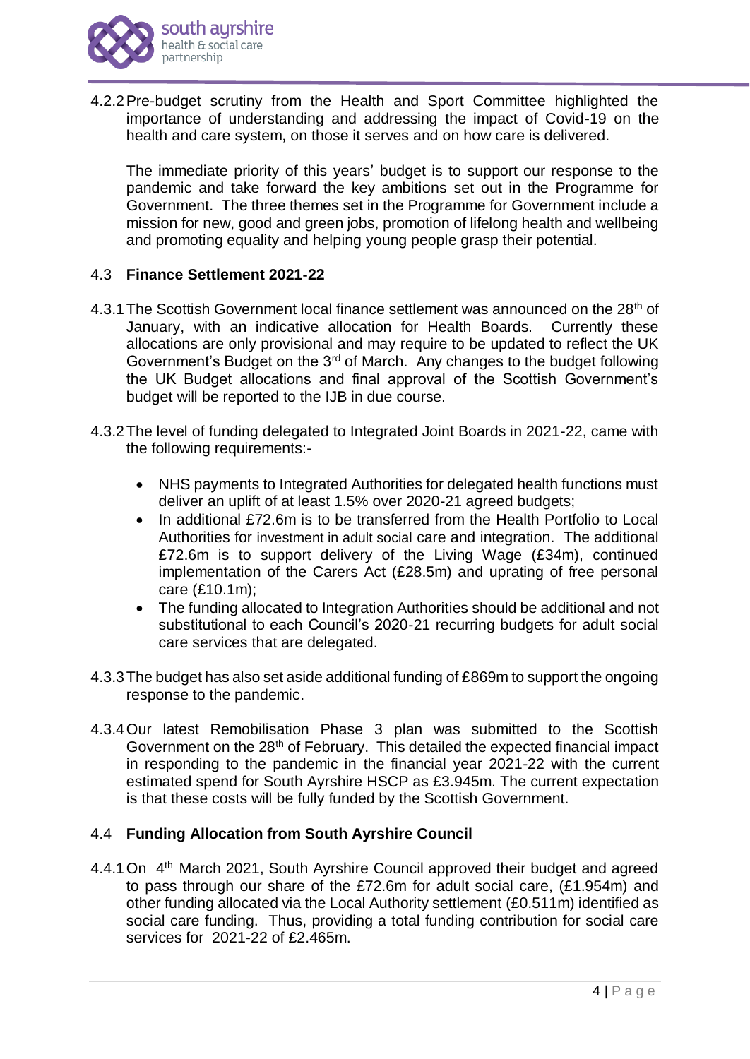4.2.2 Pre-budget scrutiny from the Health and Sport Committee highlighted the importance of understanding and addressing the impact of Covid-19 on the health and care system, on those it serves and on how care is delivered.

The immediate priority of this years' budget is to support our response to the pandemic and take forward the key ambitions set out in the Programme for Government. The three themes set in the Programme for Government include a mission for new, good and green jobs, promotion of lifelong health and wellbeing and promoting equality and helping young people grasp their potential.

## 4.3 Finance Settlement 2021-22

4.3.1 The Scottish Government local finance settlement was announced on the 28th of January, with an indicative allocation for Health Boards. Currently these allocations are only provisional and may require to be updated to reflect the UK Government's Budget on the 3rd of March. Any changes to the budget following the UK Budget allocations and final approval of the Scottish Government's budget will be reported to the IJB in due course.

4.3.2 The level of funding delegated to Integrated Joint Boards in 2021-22, came with the following requirements:-

- NHS payments to Integrated Authorities for delegated health functions must deliver an uplift of at least 1.5% over 2020-21 agreed budgets;
- In additional £72.6m is to be transferred from the Health Portfolio to Local Authorities for investment in adult social care and integration. The additional £72.6m is to support delivery of the Living Wage (£34m), continued implementation of the Carers Act (£28.5m) and uprating of free personal care (£10.1m);
- The funding allocated to Integration Authorities should be additional and not substitutional to each Council's 2020-21 recurring budgets for adult social care services that are delegated.

4.3.3 The budget has also set aside additional funding of £869m to support the ongoing response to the pandemic.

4.3.4 Our latest Remobilisation Phase 3 plan was submitted to the Scottish Government on the 28th of February. This detailed the expected financial impact in responding to the pandemic in the financial year 2021-22 with the current estimated spend for South Ayrshire HSCP as £3.945m. The current expectation is that these costs will be fully funded by the Scottish Government.

## 4.4 Funding Allocation from South Ayrshire Council

4.4.1 On 4th March 2021, South Ayrshire Council approved their budget and agreed to pass through our share of the £72.6m for adult social care, (£1.954m) and other funding allocated via the Local Authority settlement (£0.511m) identified as social care funding. Thus, providing a total funding contribution for social care services for 2021-22 of £2.465m.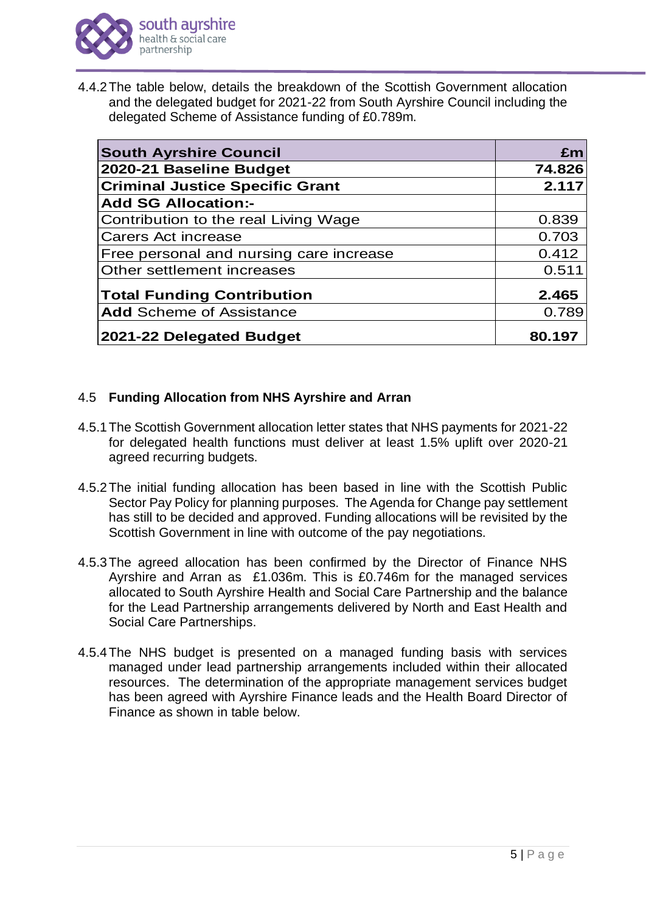4.4.2 The table below, details the breakdown of the Scottish Government allocation and the delegated budget for 2021-22 from South Ayrshire Council including the delegated Scheme of Assistance funding of £0.789m.

| **South Ayrshire Council** | **£m** |
|---|---:|
| **2020-21 Baseline Budget** | **74.826** |
| **Criminal Justice Specific Grant** | **2.117** |
| **Add SG Allocation:-** | |
| Contribution to the real Living Wage | 0.839 |
| Carers Act increase | 0.703 |
| Free personal and nursing care increase | 0.412 |
| Other settlement increases | 0.511 |
| **Total Funding Contribution** | **2.465** |
| **Add** Scheme of Assistance | 0.789 |
| **2021-22 Delegated Budget** | **80.197** |

## 4.5 Funding Allocation from NHS Ayrshire and Arran

4.5.1 The Scottish Government allocation letter states that NHS payments for 2021-22 for delegated health functions must deliver at least 1.5% uplift over 2020-21 agreed recurring budgets.

4.5.2 The initial funding allocation has been based in line with the Scottish Public Sector Pay Policy for planning purposes. The Agenda for Change pay settlement has still to be decided and approved. Funding allocations will be revisited by the Scottish Government in line with outcome of the pay negotiations.

4.5.3 The agreed allocation has been confirmed by the Director of Finance NHS Ayrshire and Arran as £1.036m. This is £0.746m for the managed services allocated to South Ayrshire Health and Social Care Partnership and the balance for the Lead Partnership arrangements delivered by North and East Health and Social Care Partnerships.

4.5.4 The NHS budget is presented on a managed funding basis with services managed under lead partnership arrangements included within their allocated resources. The determination of the appropriate management services budget has been agreed with Ayrshire Finance leads and the Health Board Director of Finance as shown in table below.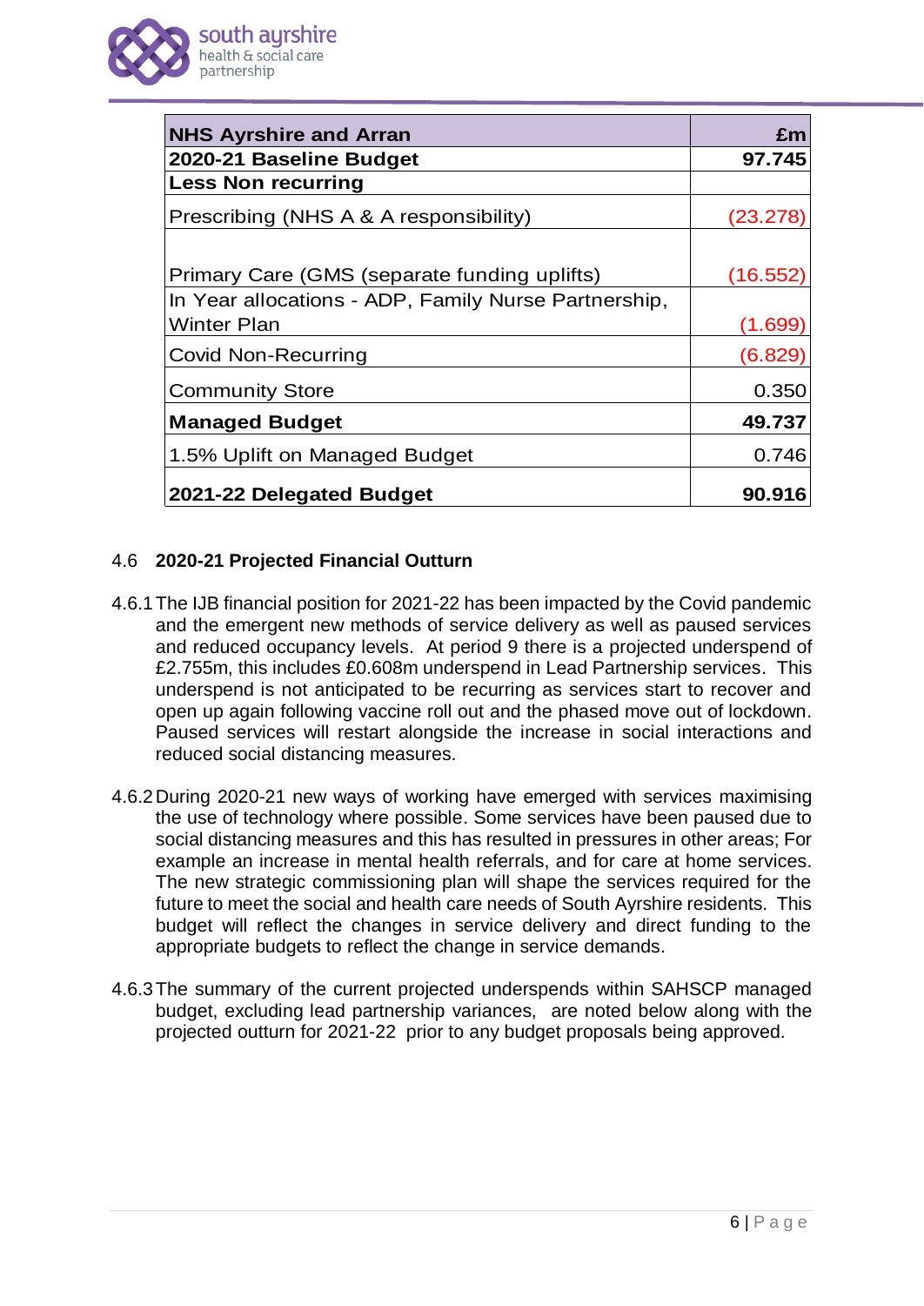| NHS Ayrshire and Arran | £m |
|---|---|
| **2020-21 Baseline Budget** | **97.745** |
| **Less Non recurring** | |
| Prescribing (NHS A & A responsibility) | (23.278) |
| Primary Care (GMS (separate funding uplifts) | (16.552) |
| In Year allocations - ADP, Family Nurse Partnership, Winter Plan | (1.699) |
| Covid Non-Recurring | (6.829) |
| Community Store | 0.350 |
| **Managed Budget** | **49.737** |
| 1.5% Uplift on Managed Budget | 0.746 |
| **2021-22 Delegated Budget** | **90.916** |

4.6 **2020-21 Projected Financial Outturn**

4.6.1 The IJB financial position for 2021-22 has been impacted by the Covid pandemic and the emergent new methods of service delivery as well as paused services and reduced occupancy levels. At period 9 there is a projected underspend of £2.755m, this includes £0.608m underspend in Lead Partnership services. This underspend is not anticipated to be recurring as services start to recover and open up again following vaccine roll out and the phased move out of lockdown. Paused services will restart alongside the increase in social interactions and reduced social distancing measures.

4.6.2 During 2020-21 new ways of working have emerged with services maximising the use of technology where possible. Some services have been paused due to social distancing measures and this has resulted in pressures in other areas; For example an increase in mental health referrals, and for care at home services. The new strategic commissioning plan will shape the services required for the future to meet the social and health care needs of South Ayrshire residents. This budget will reflect the changes in service delivery and direct funding to the appropriate budgets to reflect the change in service demands.

4.6.3 The summary of the current projected underspends within SAHSCP managed budget, excluding lead partnership variances, are noted below along with the projected outturn for 2021-22 prior to any budget proposals being approved.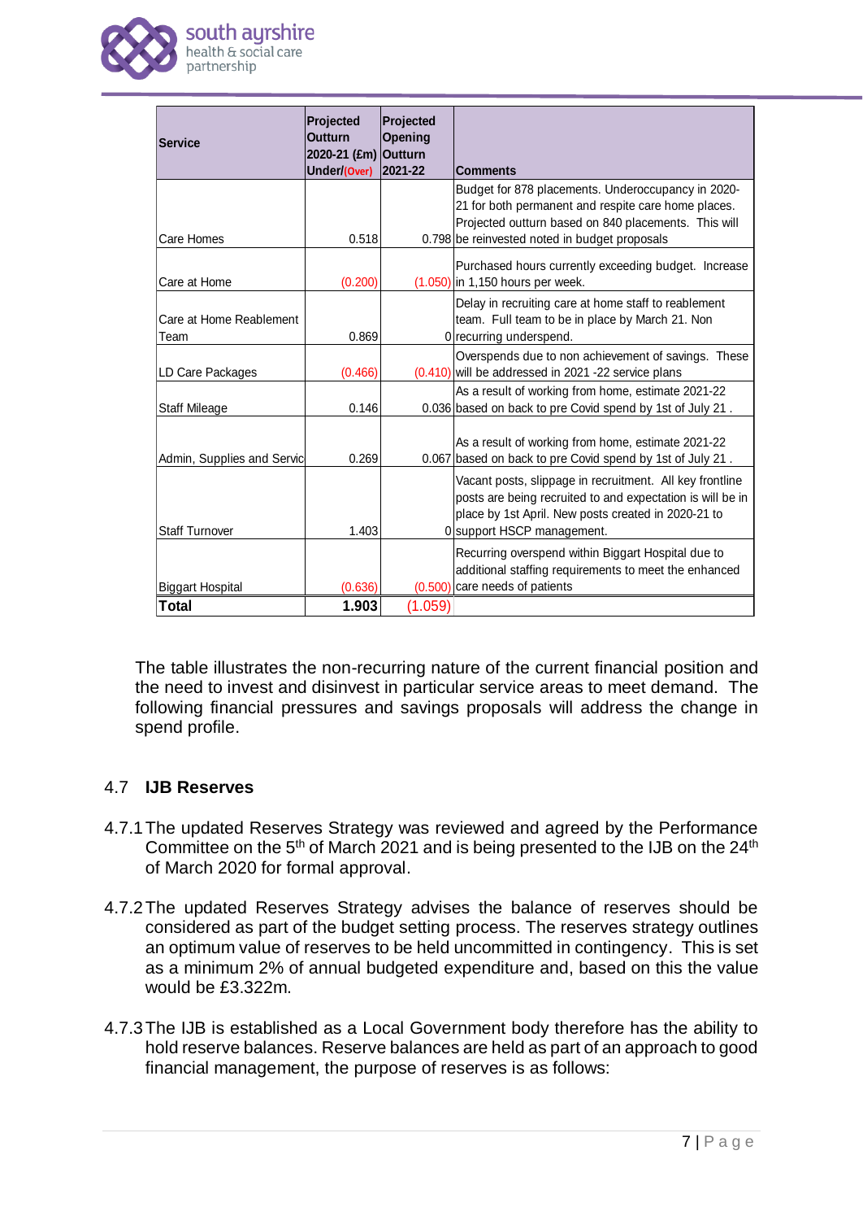| Service | Projected Outturn 2020-21 (£m) Under/(Over) | Projected Opening Outturn 2021-22 | Comments |
|---|---|---|---|
| Care Homes | 0.518 | 0.798 | Budget for 878 placements. Underoccupancy in 2020-21 for both permanent and respite care home places. Projected outturn based on 840 placements. This will be reinvested noted in budget proposals |
| Care at Home | (0.200) | (1.050) | Purchased hours currently exceeding budget. Increase in 1,150 hours per week. |
| Care at Home Reablement Team | 0.869 | 0 | Delay in recruiting care at home staff to reablement team. Full team to be in place by March 21. Non recurring underspend. |
| LD Care Packages | (0.466) | (0.410) | Overspends due to non achievement of savings. These will be addressed in 2021 -22 service plans |
| Staff Mileage | 0.146 | 0.036 | As a result of working from home, estimate 2021-22 based on back to pre Covid spend by 1st of July 21 . |
| Admin, Supplies and Servic | 0.269 | 0.067 | As a result of working from home, estimate 2021-22 based on back to pre Covid spend by 1st of July 21 . |
| Staff Turnover | 1.403 | 0 | Vacant posts, slippage in recruitment. All key frontline posts are being recruited to and expectation is will be in place by 1st April. New posts created in 2020-21 to support HSCP management. |
| Biggart Hospital | (0.636) | (0.500) | Recurring overspend within Biggart Hospital due to additional staffing requirements to meet the enhanced care needs of patients |
| **Total** | **1.903** | (1.059) | |

The table illustrates the non-recurring nature of the current financial position and the need to invest and disinvest in particular service areas to meet demand. The following financial pressures and savings proposals will address the change in spend profile.

## 4.7 IJB Reserves

4.7.1 The updated Reserves Strategy was reviewed and agreed by the Performance Committee on the 5th of March 2021 and is being presented to the IJB on the 24th of March 2020 for formal approval.

4.7.2 The updated Reserves Strategy advises the balance of reserves should be considered as part of the budget setting process. The reserves strategy outlines an optimum value of reserves to be held uncommitted in contingency. This is set as a minimum 2% of annual budgeted expenditure and, based on this the value would be £3.322m.

4.7.3 The IJB is established as a Local Government body therefore has the ability to hold reserve balances. Reserve balances are held as part of an approach to good financial management, the purpose of reserves is as follows: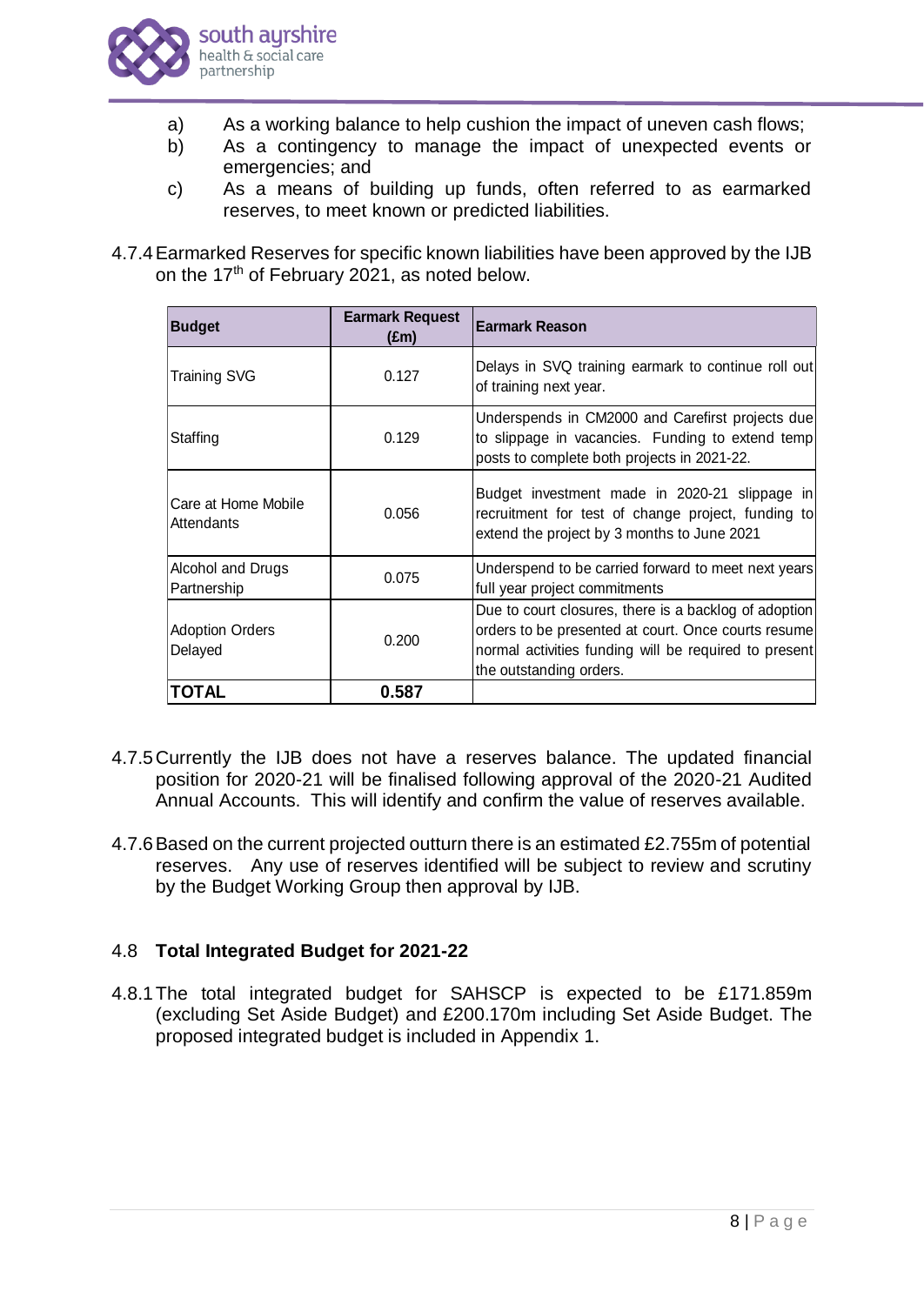a) As a working balance to help cushion the impact of uneven cash flows;
b) As a contingency to manage the impact of unexpected events or emergencies; and
c) As a means of building up funds, often referred to as earmarked reserves, to meet known or predicted liabilities.

4.7.4 Earmarked Reserves for specific known liabilities have been approved by the IJB on the 17th of February 2021, as noted below.

| Budget | Earmark Request (£m) | Earmark Reason |
|---|---|---|
| Training SVG | 0.127 | Delays in SVQ training earmark to continue roll out of training next year. |
| Staffing | 0.129 | Underspends in CM2000 and Carefirst projects due to slippage in vacancies. Funding to extend temp posts to complete both projects in 2021-22. |
| Care at Home Mobile Attendants | 0.056 | Budget investment made in 2020-21 slippage in recruitment for test of change project, funding to extend the project by 3 months to June 2021 |
| Alcohol and Drugs Partnership | 0.075 | Underspend to be carried forward to meet next years full year project commitments |
| Adoption Orders Delayed | 0.200 | Due to court closures, there is a backlog of adoption orders to be presented at court. Once courts resume normal activities funding will be required to present the outstanding orders. |
| **TOTAL** | **0.587** | |

4.7.5 Currently the IJB does not have a reserves balance. The updated financial position for 2020-21 will be finalised following approval of the 2020-21 Audited Annual Accounts. This will identify and confirm the value of reserves available.

4.7.6 Based on the current projected outturn there is an estimated £2.755m of potential reserves. Any use of reserves identified will be subject to review and scrutiny by the Budget Working Group then approval by IJB.

## 4.8 Total Integrated Budget for 2021-22

4.8.1 The total integrated budget for SAHSCP is expected to be £171.859m (excluding Set Aside Budget) and £200.170m including Set Aside Budget. The proposed integrated budget is included in Appendix 1.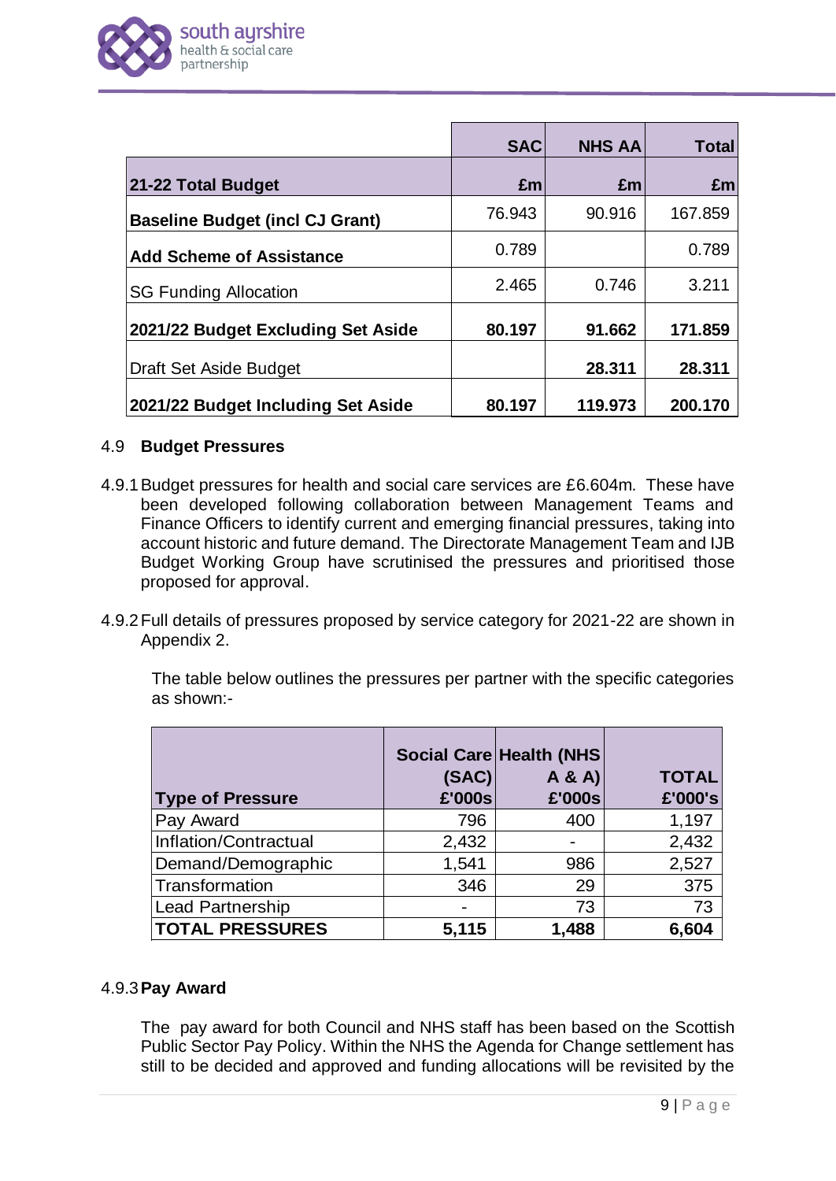| | SAC | NHS AA | Total |
|---|---|---|---|
| **21-22 Total Budget** | **£m** | **£m** | **£m** |
| **Baseline Budget (incl CJ Grant)** | 76.943 | 90.916 | 167.859 |
| **Add Scheme of Assistance** | 0.789 | | 0.789 |
| SG Funding Allocation | 2.465 | 0.746 | 3.211 |
| **2021/22 Budget Excluding Set Aside** | **80.197** | **91.662** | **171.859** |
| Draft Set Aside Budget | | **28.311** | **28.311** |
| **2021/22 Budget Including Set Aside** | **80.197** | **119.973** | **200.170** |

### 4.9 Budget Pressures

4.9.1 Budget pressures for health and social care services are £6.604m. These have been developed following collaboration between Management Teams and Finance Officers to identify current and emerging financial pressures, taking into account historic and future demand. The Directorate Management Team and IJB Budget Working Group have scrutinised the pressures and prioritised those proposed for approval.

4.9.2 Full details of pressures proposed by service category for 2021-22 are shown in Appendix 2.

The table below outlines the pressures per partner with the specific categories as shown:-

| Type of Pressure | Social Care (SAC) £'000s | Health (NHS A & A) £'000s | TOTAL £'000's |
|---|---|---|---|
| Pay Award | 796 | 400 | 1,197 |
| Inflation/Contractual | 2,432 | - | 2,432 |
| Demand/Demographic | 1,541 | 986 | 2,527 |
| Transformation | 346 | 29 | 375 |
| Lead Partnership | - | 73 | 73 |
| **TOTAL PRESSURES** | **5,115** | **1,488** | **6,604** |

#### 4.9.3 Pay Award

The pay award for both Council and NHS staff has been based on the Scottish Public Sector Pay Policy. Within the NHS the Agenda for Change settlement has still to be decided and approved and funding allocations will be revisited by the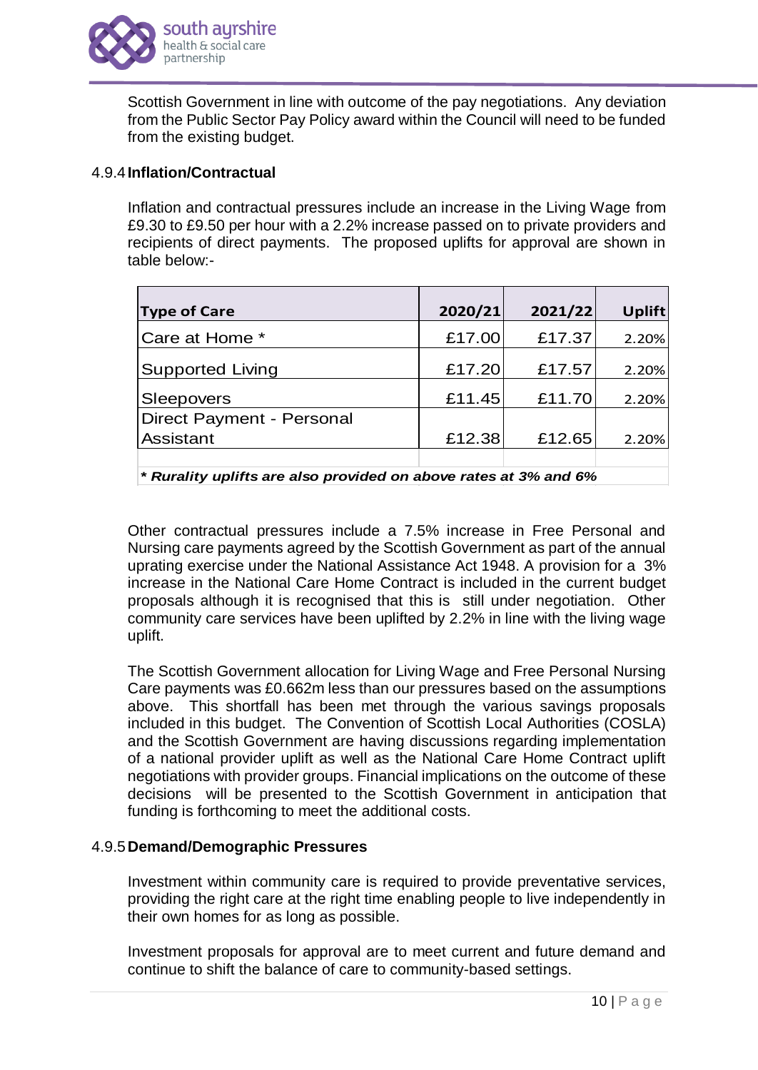Scottish Government in line with outcome of the pay negotiations. Any deviation from the Public Sector Pay Policy award within the Council will need to be funded from the existing budget.

#### 4.9.4 Inflation/Contractual

Inflation and contractual pressures include an increase in the Living Wage from £9.30 to £9.50 per hour with a 2.2% increase passed on to private providers and recipients of direct payments. The proposed uplifts for approval are shown in table below:-

| Type of Care | 2020/21 | 2021/22 | Uplift |
|---|---|---|---|
| Care at Home * | £17.00 | £17.37 | 2.20% |
| Supported Living | £17.20 | £17.57 | 2.20% |
| Sleepovers | £11.45 | £11.70 | 2.20% |
| Direct Payment - Personal Assistant | £12.38 | £12.65 | 2.20% |
| ***\* Rurality uplifts are also provided on above rates at 3% and 6%*** | | | |

Other contractual pressures include a 7.5% increase in Free Personal and Nursing care payments agreed by the Scottish Government as part of the annual uprating exercise under the National Assistance Act 1948. A provision for a 3% increase in the National Care Home Contract is included in the current budget proposals although it is recognised that this is still under negotiation. Other community care services have been uplifted by 2.2% in line with the living wage uplift.

The Scottish Government allocation for Living Wage and Free Personal Nursing Care payments was £0.662m less than our pressures based on the assumptions above. This shortfall has been met through the various savings proposals included in this budget. The Convention of Scottish Local Authorities (COSLA) and the Scottish Government are having discussions regarding implementation of a national provider uplift as well as the National Care Home Contract uplift negotiations with provider groups. Financial implications on the outcome of these decisions will be presented to the Scottish Government in anticipation that funding is forthcoming to meet the additional costs.

#### 4.9.5 Demand/Demographic Pressures

Investment within community care is required to provide preventative services, providing the right care at the right time enabling people to live independently in their own homes for as long as possible.

Investment proposals for approval are to meet current and future demand and continue to shift the balance of care to community-based settings.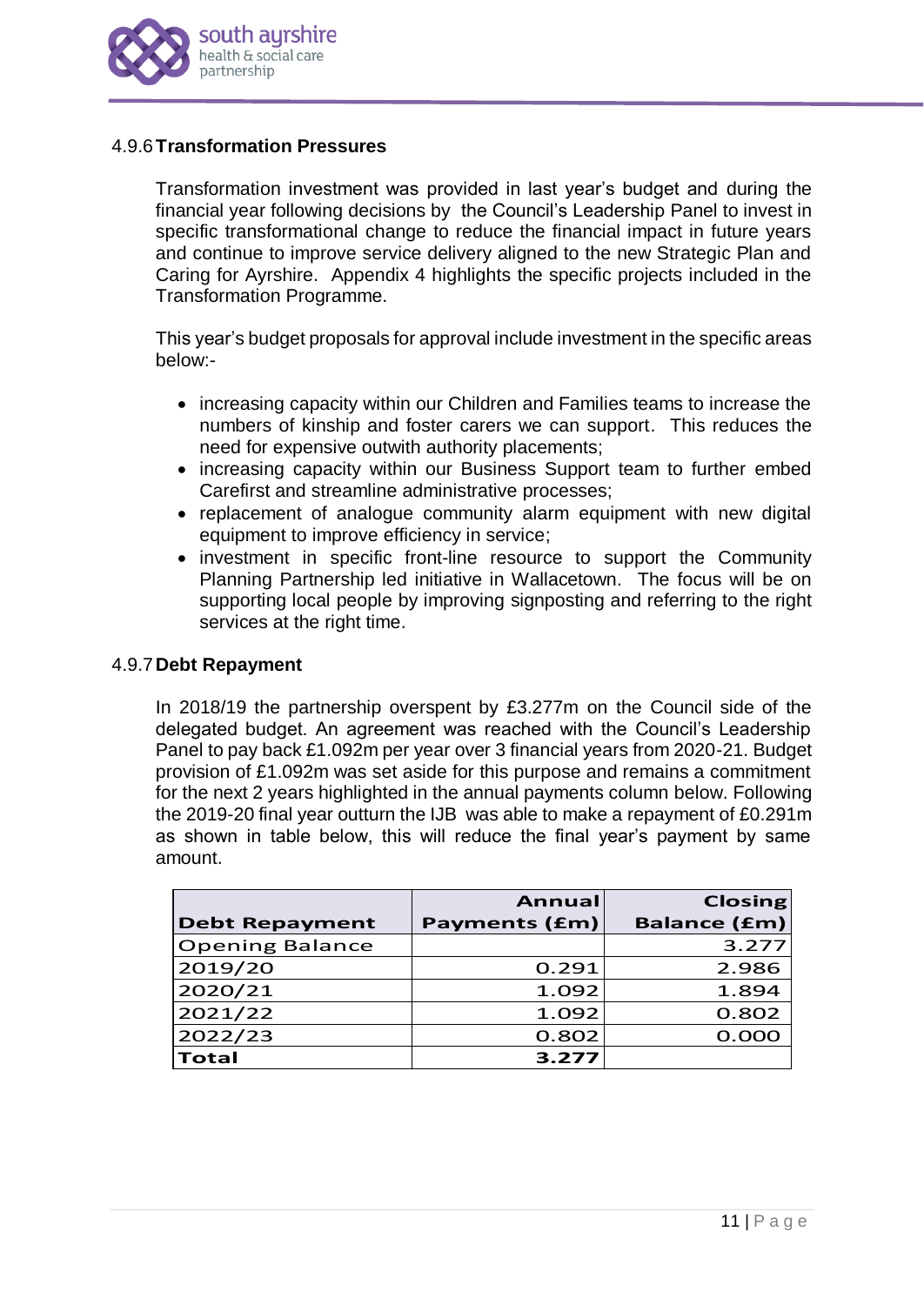#### 4.9.6 Transformation Pressures

Transformation investment was provided in last year's budget and during the financial year following decisions by the Council's Leadership Panel to invest in specific transformational change to reduce the financial impact in future years and continue to improve service delivery aligned to the new Strategic Plan and Caring for Ayrshire. Appendix 4 highlights the specific projects included in the Transformation Programme.

This year's budget proposals for approval include investment in the specific areas below:-

- increasing capacity within our Children and Families teams to increase the numbers of kinship and foster carers we can support. This reduces the need for expensive outwith authority placements;
- increasing capacity within our Business Support team to further embed Carefirst and streamline administrative processes;
- replacement of analogue community alarm equipment with new digital equipment to improve efficiency in service;
- investment in specific front-line resource to support the Community Planning Partnership led initiative in Wallacetown. The focus will be on supporting local people by improving signposting and referring to the right services at the right time.

#### 4.9.7 Debt Repayment

In 2018/19 the partnership overspent by £3.277m on the Council side of the delegated budget. An agreement was reached with the Council's Leadership Panel to pay back £1.092m per year over 3 financial years from 2020-21. Budget provision of £1.092m was set aside for this purpose and remains a commitment for the next 2 years highlighted in the annual payments column below. Following the 2019-20 final year outturn the IJB was able to make a repayment of £0.291m as shown in table below, this will reduce the final year's payment by same amount.

| Debt Repayment | Annual Payments (£m) | Closing Balance (£m) |
|---|---|---|
| Opening Balance | | 3.277 |
| 2019/20 | 0.291 | 2.986 |
| 2020/21 | 1.092 | 1.894 |
| 2021/22 | 1.092 | 0.802 |
| 2022/23 | 0.802 | 0.000 |
| **Total** | **3.277** | |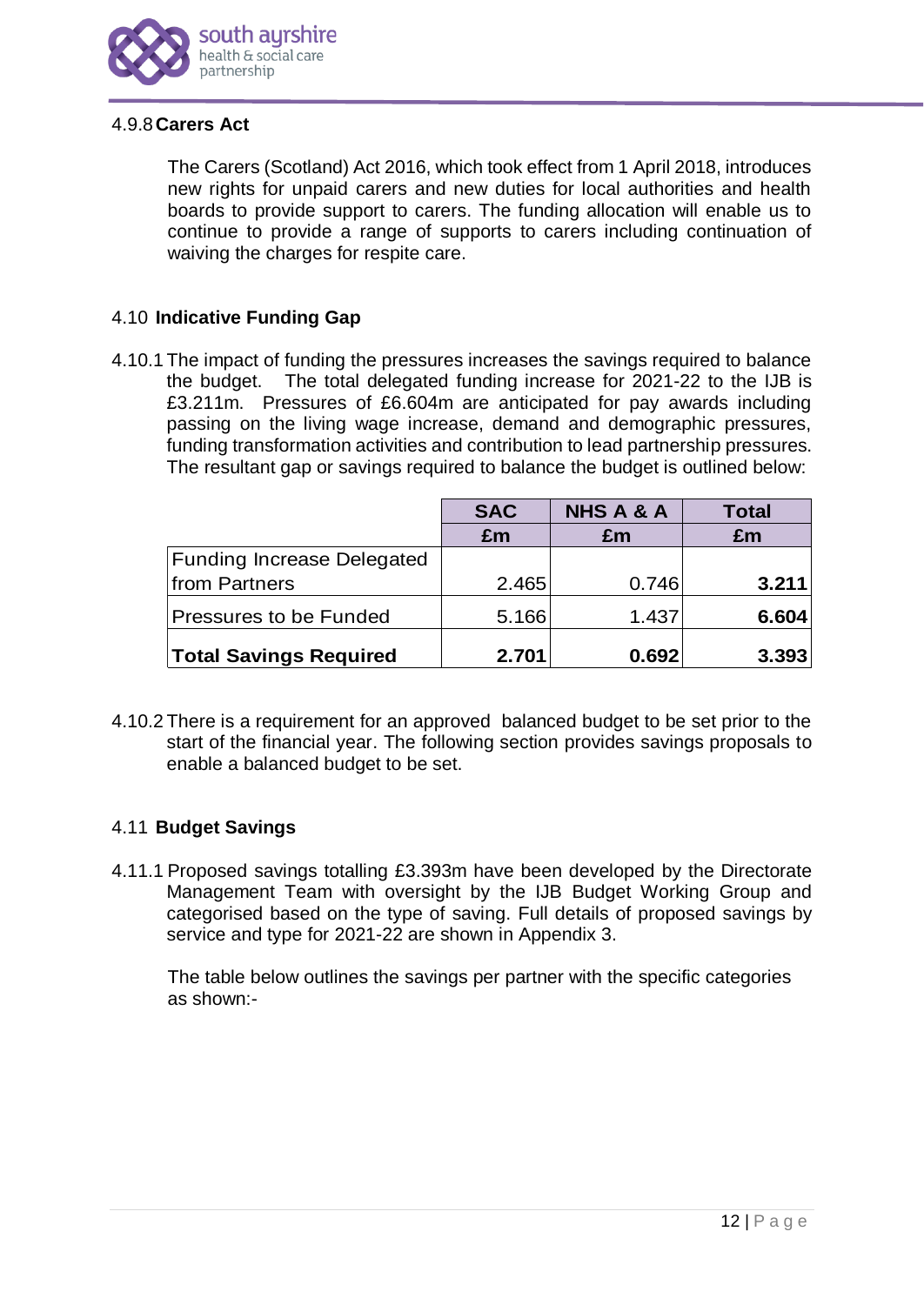#### 4.9.8 Carers Act

The Carers (Scotland) Act 2016, which took effect from 1 April 2018, introduces new rights for unpaid carers and new duties for local authorities and health boards to provide support to carers. The funding allocation will enable us to continue to provide a range of supports to carers including continuation of waiving the charges for respite care.

### 4.10 Indicative Funding Gap

4.10.1 The impact of funding the pressures increases the savings required to balance the budget. The total delegated funding increase for 2021-22 to the IJB is £3.211m. Pressures of £6.604m are anticipated for pay awards including passing on the living wage increase, demand and demographic pressures, funding transformation activities and contribution to lead partnership pressures. The resultant gap or savings required to balance the budget is outlined below:

| | SAC | NHS A & A | Total |
|---|---|---|---|
| | £m | £m | £m |
| Funding Increase Delegated from Partners | 2.465 | 0.746 | **3.211** |
| Pressures to be Funded | 5.166 | 1.437 | **6.604** |
| **Total Savings Required** | **2.701** | **0.692** | **3.393** |

4.10.2 There is a requirement for an approved balanced budget to be set prior to the start of the financial year. The following section provides savings proposals to enable a balanced budget to be set.

### 4.11 Budget Savings

4.11.1 Proposed savings totalling £3.393m have been developed by the Directorate Management Team with oversight by the IJB Budget Working Group and categorised based on the type of saving. Full details of proposed savings by service and type for 2021-22 are shown in Appendix 3.

The table below outlines the savings per partner with the specific categories as shown:-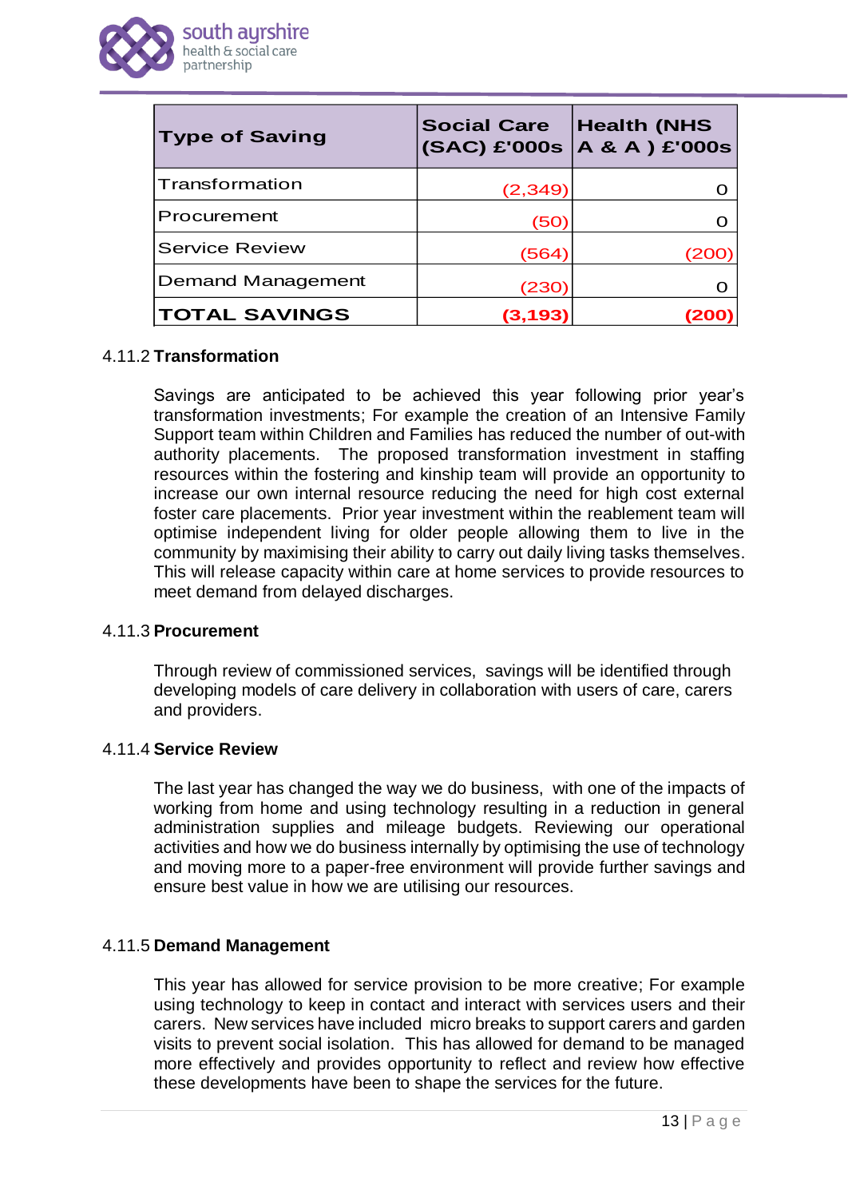| Type of Saving | Social Care (SAC) £'000s | Health (NHS A & A ) £'000s |
|---|---|---|
| Transformation | (2,349) | 0 |
| Procurement | (50) | 0 |
| Service Review | (564) | (200) |
| Demand Management | (230) | 0 |
| **TOTAL SAVINGS** | **(3,193)** | **(200)** |

4.11.2 **Transformation**

Savings are anticipated to be achieved this year following prior year's transformation investments; For example the creation of an Intensive Family Support team within Children and Families has reduced the number of out-with authority placements. The proposed transformation investment in staffing resources within the fostering and kinship team will provide an opportunity to increase our own internal resource reducing the need for high cost external foster care placements. Prior year investment within the reablement team will optimise independent living for older people allowing them to live in the community by maximising their ability to carry out daily living tasks themselves. This will release capacity within care at home services to provide resources to meet demand from delayed discharges.

4.11.3 **Procurement**

Through review of commissioned services, savings will be identified through developing models of care delivery in collaboration with users of care, carers and providers.

4.11.4 **Service Review**

The last year has changed the way we do business, with one of the impacts of working from home and using technology resulting in a reduction in general administration supplies and mileage budgets. Reviewing our operational activities and how we do business internally by optimising the use of technology and moving more to a paper-free environment will provide further savings and ensure best value in how we are utilising our resources.

4.11.5 **Demand Management**

This year has allowed for service provision to be more creative; For example using technology to keep in contact and interact with services users and their carers. New services have included micro breaks to support carers and garden visits to prevent social isolation. This has allowed for demand to be managed more effectively and provides opportunity to reflect and review how effective these developments have been to shape the services for the future.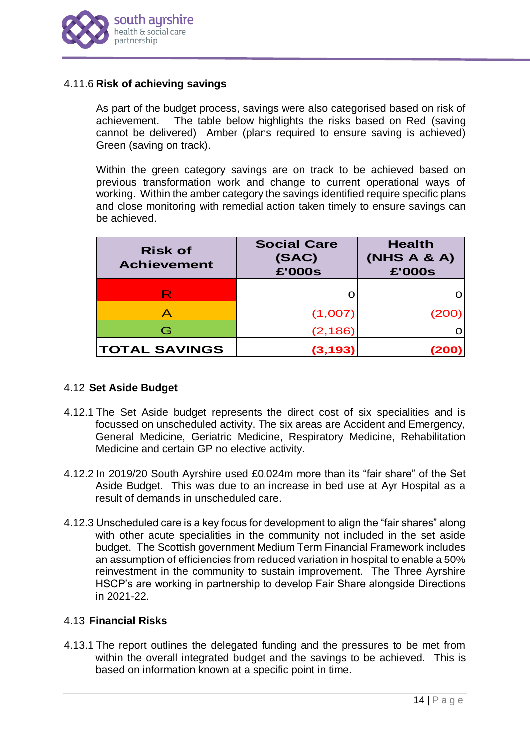#### 4.11.6 **Risk of achieving savings**

As part of the budget process, savings were also categorised based on risk of achievement. The table below highlights the risks based on Red (saving cannot be delivered) Amber (plans required to ensure saving is achieved) Green (saving on track).

Within the green category savings are on track to be achieved based on previous transformation work and change to current operational ways of working. Within the amber category the savings identified require specific plans and close monitoring with remedial action taken timely to ensure savings can be achieved.

| Risk of Achievement | Social Care (SAC) £'000s | Health (NHS A & A) £'000s |
|---|---|---|
| R | 0 | 0 |
| A | (1,007) | (200) |
| G | (2,186) | 0 |
| **TOTAL SAVINGS** | **(3,193)** | **(200)** |

### 4.12 **Set Aside Budget**

4.12.1 The Set Aside budget represents the direct cost of six specialities and is focussed on unscheduled activity. The six areas are Accident and Emergency, General Medicine, Geriatric Medicine, Respiratory Medicine, Rehabilitation Medicine and certain GP no elective activity.

4.12.2 In 2019/20 South Ayrshire used £0.024m more than its "fair share" of the Set Aside Budget. This was due to an increase in bed use at Ayr Hospital as a result of demands in unscheduled care.

4.12.3 Unscheduled care is a key focus for development to align the "fair shares" along with other acute specialities in the community not included in the set aside budget. The Scottish government Medium Term Financial Framework includes an assumption of efficiencies from reduced variation in hospital to enable a 50% reinvestment in the community to sustain improvement. The Three Ayrshire HSCP's are working in partnership to develop Fair Share alongside Directions in 2021-22.

### 4.13 **Financial Risks**

4.13.1 The report outlines the delegated funding and the pressures to be met from within the overall integrated budget and the savings to be achieved. This is based on information known at a specific point in time.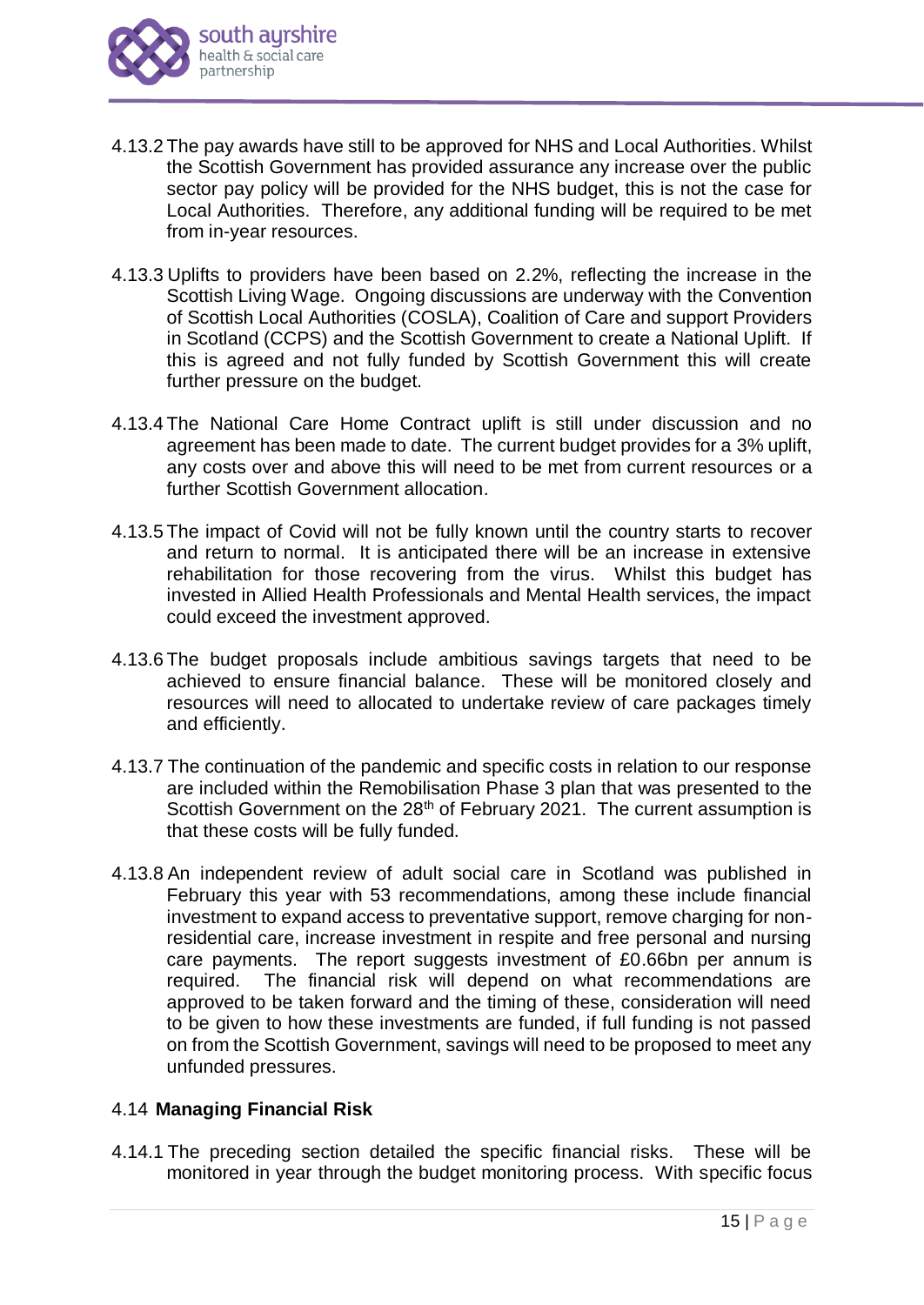4.13.2 The pay awards have still to be approved for NHS and Local Authorities. Whilst the Scottish Government has provided assurance any increase over the public sector pay policy will be provided for the NHS budget, this is not the case for Local Authorities. Therefore, any additional funding will be required to be met from in-year resources.

4.13.3 Uplifts to providers have been based on 2.2%, reflecting the increase in the Scottish Living Wage. Ongoing discussions are underway with the Convention of Scottish Local Authorities (COSLA), Coalition of Care and support Providers in Scotland (CCPS) and the Scottish Government to create a National Uplift. If this is agreed and not fully funded by Scottish Government this will create further pressure on the budget.

4.13.4 The National Care Home Contract uplift is still under discussion and no agreement has been made to date. The current budget provides for a 3% uplift, any costs over and above this will need to be met from current resources or a further Scottish Government allocation.

4.13.5 The impact of Covid will not be fully known until the country starts to recover and return to normal. It is anticipated there will be an increase in extensive rehabilitation for those recovering from the virus. Whilst this budget has invested in Allied Health Professionals and Mental Health services, the impact could exceed the investment approved.

4.13.6 The budget proposals include ambitious savings targets that need to be achieved to ensure financial balance. These will be monitored closely and resources will need to allocated to undertake review of care packages timely and efficiently.

4.13.7 The continuation of the pandemic and specific costs in relation to our response are included within the Remobilisation Phase 3 plan that was presented to the Scottish Government on the 28th of February 2021. The current assumption is that these costs will be fully funded.

4.13.8 An independent review of adult social care in Scotland was published in February this year with 53 recommendations, among these include financial investment to expand access to preventative support, remove charging for non-residential care, increase investment in respite and free personal and nursing care payments. The report suggests investment of £0.66bn per annum is required. The financial risk will depend on what recommendations are approved to be taken forward and the timing of these, consideration will need to be given to how these investments are funded, if full funding is not passed on from the Scottish Government, savings will need to be proposed to meet any unfunded pressures.

### 4.14 **Managing Financial Risk**

4.14.1 The preceding section detailed the specific financial risks. These will be monitored in year through the budget monitoring process. With specific focus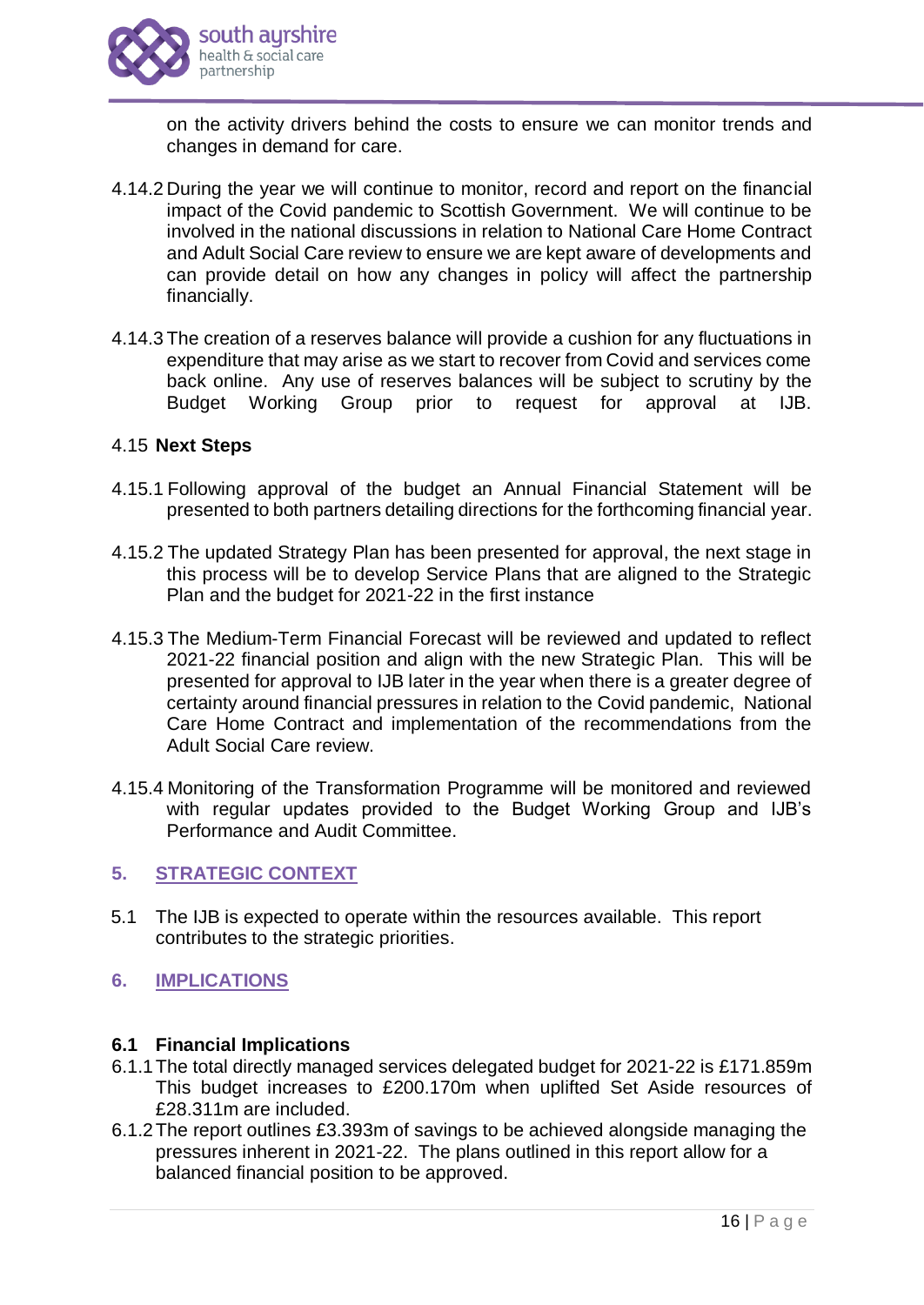on the activity drivers behind the costs to ensure we can monitor trends and changes in demand for care.

4.14.2 During the year we will continue to monitor, record and report on the financial impact of the Covid pandemic to Scottish Government. We will continue to be involved in the national discussions in relation to National Care Home Contract and Adult Social Care review to ensure we are kept aware of developments and can provide detail on how any changes in policy will affect the partnership financially.

4.14.3 The creation of a reserves balance will provide a cushion for any fluctuations in expenditure that may arise as we start to recover from Covid and services come back online. Any use of reserves balances will be subject to scrutiny by the Budget Working Group prior to request for approval at IJB.

4.15 **Next Steps**

4.15.1 Following approval of the budget an Annual Financial Statement will be presented to both partners detailing directions for the forthcoming financial year.

4.15.2 The updated Strategy Plan has been presented for approval, the next stage in this process will be to develop Service Plans that are aligned to the Strategic Plan and the budget for 2021-22 in the first instance

4.15.3 The Medium-Term Financial Forecast will be reviewed and updated to reflect 2021-22 financial position and align with the new Strategic Plan. This will be presented for approval to IJB later in the year when there is a greater degree of certainty around financial pressures in relation to the Covid pandemic, National Care Home Contract and implementation of the recommendations from the Adult Social Care review.

4.15.4 Monitoring of the Transformation Programme will be monitored and reviewed with regular updates provided to the Budget Working Group and IJB's Performance and Audit Committee.

## 5. STRATEGIC CONTEXT

5.1 The IJB is expected to operate within the resources available. This report contributes to the strategic priorities.

## 6. IMPLICATIONS

### 6.1 Financial Implications

6.1.1 The total directly managed services delegated budget for 2021-22 is £171.859m This budget increases to £200.170m when uplifted Set Aside resources of £28.311m are included.

6.1.2 The report outlines £3.393m of savings to be achieved alongside managing the pressures inherent in 2021-22. The plans outlined in this report allow for a balanced financial position to be approved.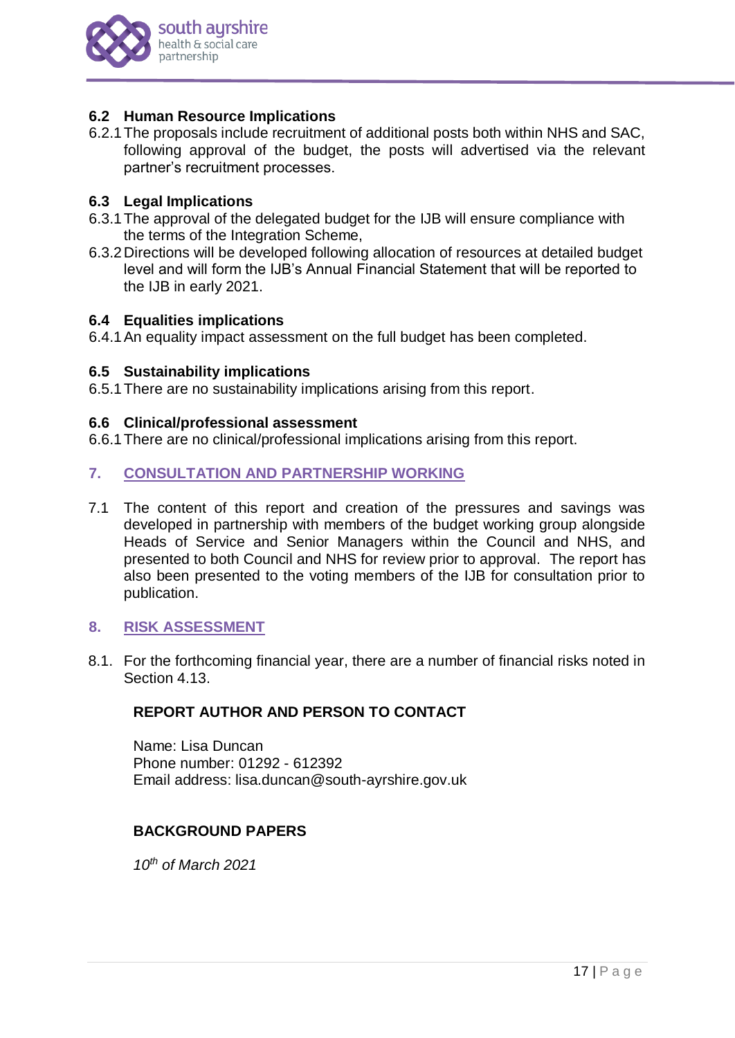### 6.2 Human Resource Implications

6.2.1 The proposals include recruitment of additional posts both within NHS and SAC, following approval of the budget, the posts will advertised via the relevant partner's recruitment processes.

### 6.3 Legal Implications

6.3.1 The approval of the delegated budget for the IJB will ensure compliance with the terms of the Integration Scheme,

6.3.2 Directions will be developed following allocation of resources at detailed budget level and will form the IJB's Annual Financial Statement that will be reported to the IJB in early 2021.

### 6.4 Equalities implications

6.4.1 An equality impact assessment on the full budget has been completed.

### 6.5 Sustainability implications

6.5.1 There are no sustainability implications arising from this report.

### 6.6 Clinical/professional assessment

6.6.1 There are no clinical/professional implications arising from this report.

## 7. CONSULTATION AND PARTNERSHIP WORKING

7.1 The content of this report and creation of the pressures and savings was developed in partnership with members of the budget working group alongside Heads of Service and Senior Managers within the Council and NHS, and presented to both Council and NHS for review prior to approval. The report has also been presented to the voting members of the IJB for consultation prior to publication.

## 8. RISK ASSESSMENT

8.1. For the forthcoming financial year, there are a number of financial risks noted in Section 4.13.

**REPORT AUTHOR AND PERSON TO CONTACT**

Name: Lisa Duncan
Phone number: 01292 - 612392
Email address: lisa.duncan@south-ayrshire.gov.uk

**BACKGROUND PAPERS**

*10th of March 2021*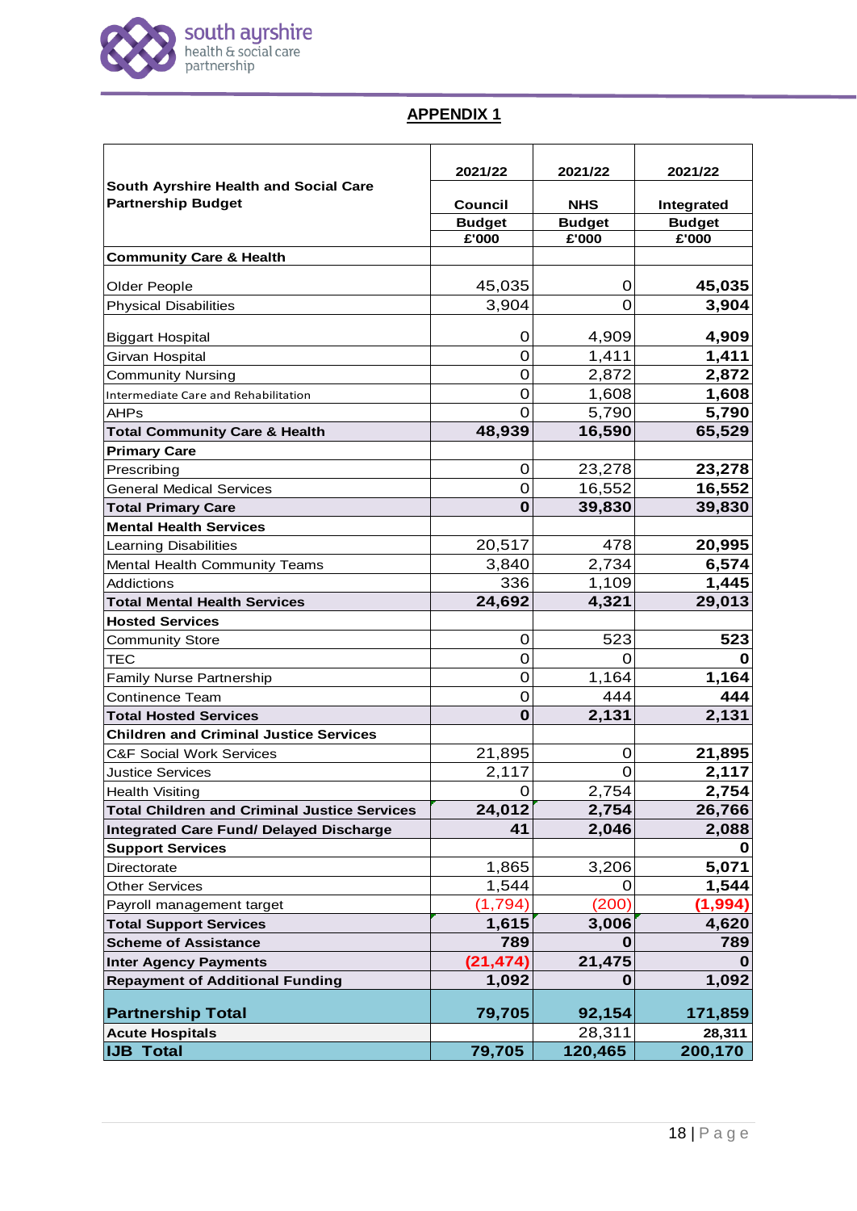## APPENDIX 1

| South Ayrshire Health and Social Care Partnership Budget | 2021/22 Council Budget £'000 | 2021/22 NHS Budget £'000 | 2021/22 Integrated Budget £'000 |
|---|---|---|---|
| **Community Care & Health** | | | |
| Older People | 45,035 | 0 | **45,035** |
| Physical Disabilities | 3,904 | 0 | **3,904** |
| Biggart Hospital | 0 | 4,909 | **4,909** |
| Girvan Hospital | 0 | 1,411 | **1,411** |
| Community Nursing | 0 | 2,872 | **2,872** |
| Intermediate Care and Rehabilitation | 0 | 1,608 | **1,608** |
| AHPs | 0 | 5,790 | **5,790** |
| **Total Community Care & Health** | **48,939** | **16,590** | **65,529** |
| **Primary Care** | | | |
| Prescribing | 0 | 23,278 | **23,278** |
| General Medical Services | 0 | 16,552 | **16,552** |
| **Total Primary Care** | **0** | **39,830** | **39,830** |
| **Mental Health Services** | | | |
| Learning Disabilities | 20,517 | 478 | **20,995** |
| Mental Health Community Teams | 3,840 | 2,734 | **6,574** |
| Addictions | 336 | 1,109 | **1,445** |
| **Total Mental Health Services** | **24,692** | **4,321** | **29,013** |
| **Hosted Services** | | | |
| Community Store | 0 | 523 | **523** |
| TEC | 0 | 0 | **0** |
| Family Nurse Partnership | 0 | 1,164 | **1,164** |
| Continence Team | 0 | 444 | **444** |
| **Total Hosted Services** | **0** | **2,131** | **2,131** |
| **Children and Criminal Justice Services** | | | |
| C&F Social Work Services | 21,895 | 0 | **21,895** |
| Justice Services | 2,117 | 0 | **2,117** |
| Health Visiting | 0 | 2,754 | **2,754** |
| **Total Children and Criminal Justice Services** | **24,012** | **2,754** | **26,766** |
| **Integrated Care Fund/ Delayed Discharge** | **41** | **2,046** | **2,088** |
| **Support Services** | | | **0** |
| Directorate | 1,865 | 3,206 | **5,071** |
| Other Services | 1,544 | 0 | **1,544** |
| Payroll management target | (1,794) | (200) | **(1,994)** |
| **Total Support Services** | **1,615** | **3,006** | **4,620** |
| **Scheme of Assistance** | **789** | **0** | **789** |
| **Inter Agency Payments** | **(21,474)** | **21,475** | **0** |
| **Repayment of Additional Funding** | **1,092** | **0** | **1,092** |
| **Partnership Total** | **79,705** | **92,154** | **171,859** |
| **Acute Hospitals** | | 28,311 | **28,311** |
| **IJB Total** | **79,705** | **120,465** | **200,170** |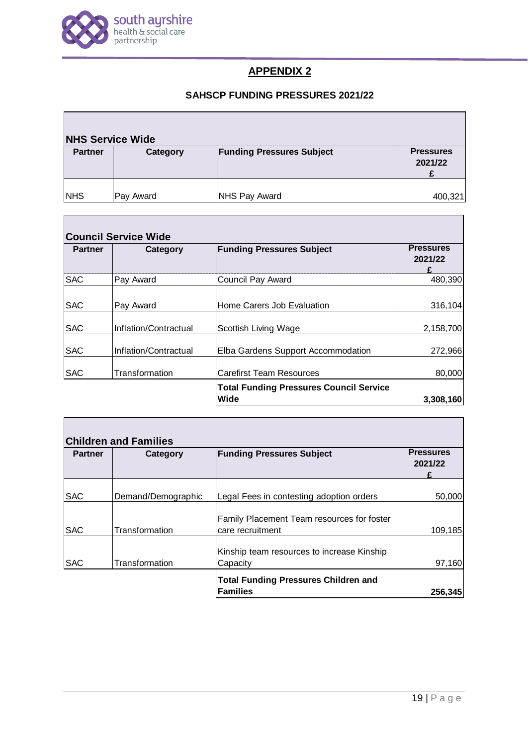# APPENDIX 2

## SAHSCP FUNDING PRESSURES 2021/22

**NHS Service Wide**

| Partner | Category | Funding Pressures Subject | Pressures 2021/22 £ |
|---|---|---|---|
| NHS | Pay Award | NHS Pay Award | 400,321 |

**Council Service Wide**

| Partner | Category | Funding Pressures Subject | Pressures 2021/22 £ |
|---|---|---|---|
| SAC | Pay Award | Council Pay Award | 480,390 |
| SAC | Pay Award | Home Carers Job Evaluation | 316,104 |
| SAC | Inflation/Contractual | Scottish Living Wage | 2,158,700 |
| SAC | Inflation/Contractual | Elba Gardens Support Accommodation | 272,966 |
| SAC | Transformation | Carefirst Team Resources | 80,000 |
| | | **Total Funding Pressures Council Service Wide** | **3,308,160** |

**Children and Families**

| Partner | Category | Funding Pressures Subject | Pressures 2021/22 £ |
|---|---|---|---|
| SAC | Demand/Demographic | Legal Fees in contesting adoption orders | 50,000 |
| SAC | Transformation | Family Placement Team resources for foster care recruitment | 109,185 |
| SAC | Transformation | Kinship team resources to increase Kinship Capacity | 97,160 |
| | | **Total Funding Pressures Children and Families** | **256,345** |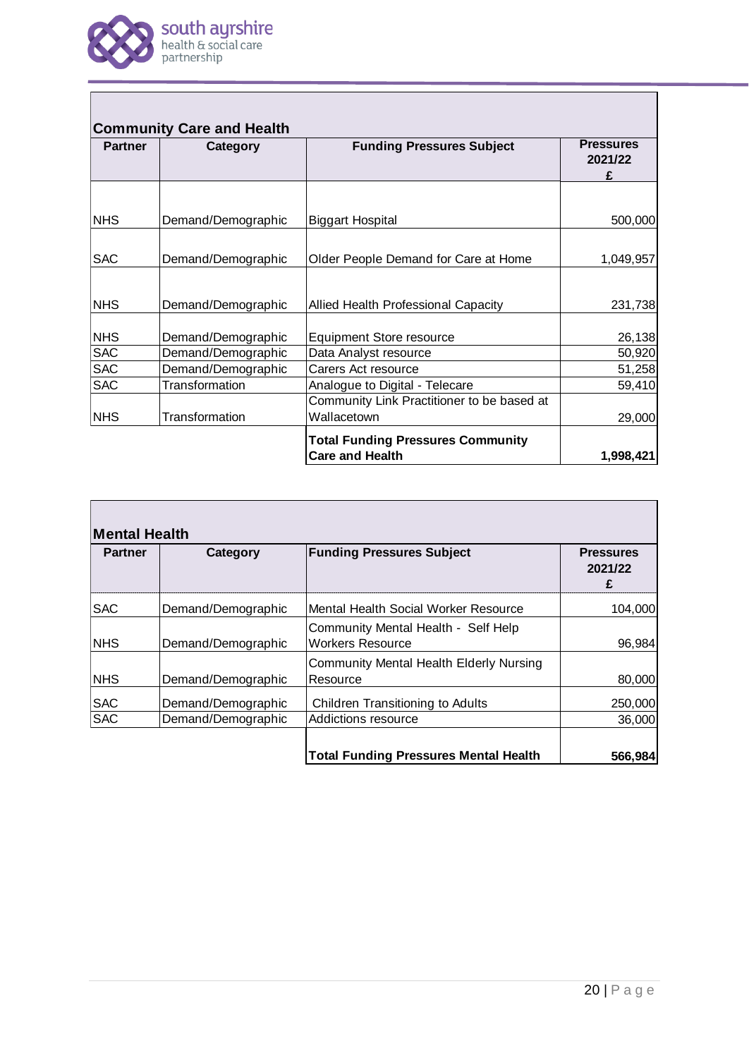## Community Care and Health

| Partner | Category | Funding Pressures Subject | Pressures 2021/22 £ |
|---|---|---|---|
| NHS | Demand/Demographic | Biggart Hospital | 500,000 |
| SAC | Demand/Demographic | Older People Demand for Care at Home | 1,049,957 |
| NHS | Demand/Demographic | Allied Health Professional Capacity | 231,738 |
| NHS | Demand/Demographic | Equipment Store resource | 26,138 |
| SAC | Demand/Demographic | Data Analyst resource | 50,920 |
| SAC | Demand/Demographic | Carers Act resource | 51,258 |
| SAC | Transformation | Analogue to Digital - Telecare | 59,410 |
| NHS | Transformation | Community Link Practitioner to be based at Wallacetown | 29,000 |
| | | **Total Funding Pressures Community Care and Health** | **1,998,421** |

## Mental Health

| Partner | Category | Funding Pressures Subject | Pressures 2021/22 £ |
|---|---|---|---|
| SAC | Demand/Demographic | Mental Health Social Worker Resource | 104,000 |
| NHS | Demand/Demographic | Community Mental Health - Self Help Workers Resource | 96,984 |
| NHS | Demand/Demographic | Community Mental Health Elderly Nursing Resource | 80,000 |
| SAC | Demand/Demographic | Children Transitioning to Adults | 250,000 |
| SAC | Demand/Demographic | Addictions resource | 36,000 |
| | | **Total Funding Pressures Mental Health** | **566,984** |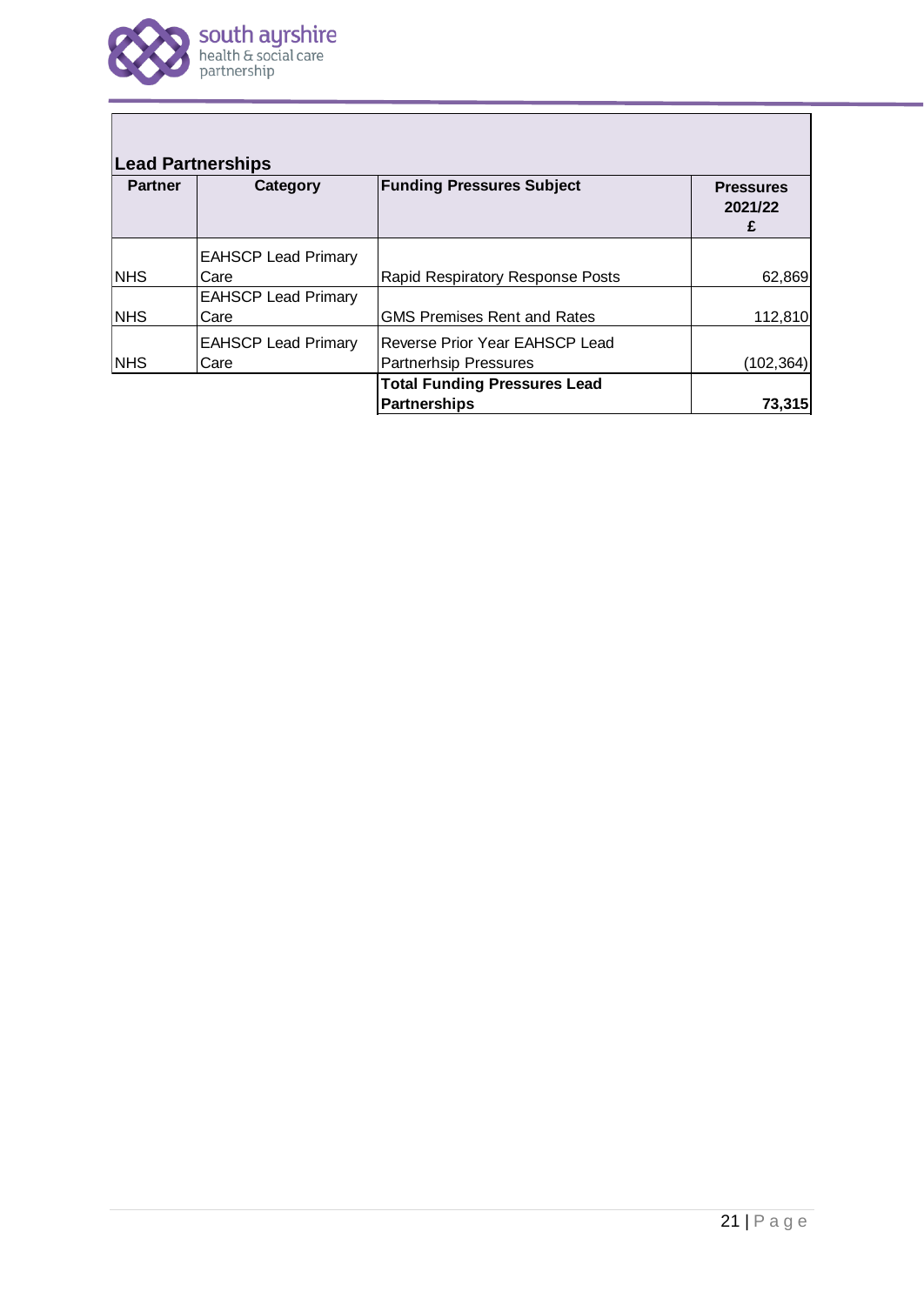| Lead Partnerships | | | |
|---|---|---|---|
| **Partner** | **Category** | **Funding Pressures Subject** | **Pressures 2021/22 £** |
| NHS | EAHSCP Lead Primary Care | Rapid Respiratory Response Posts | 62,869 |
| NHS | EAHSCP Lead Primary Care | GMS Premises Rent and Rates | 112,810 |
| NHS | EAHSCP Lead Primary Care | Reverse Prior Year EAHSCP Lead Partnerhsip Pressures | (102,364) |
| | | **Total Funding Pressures Lead Partnerships** | **73,315** |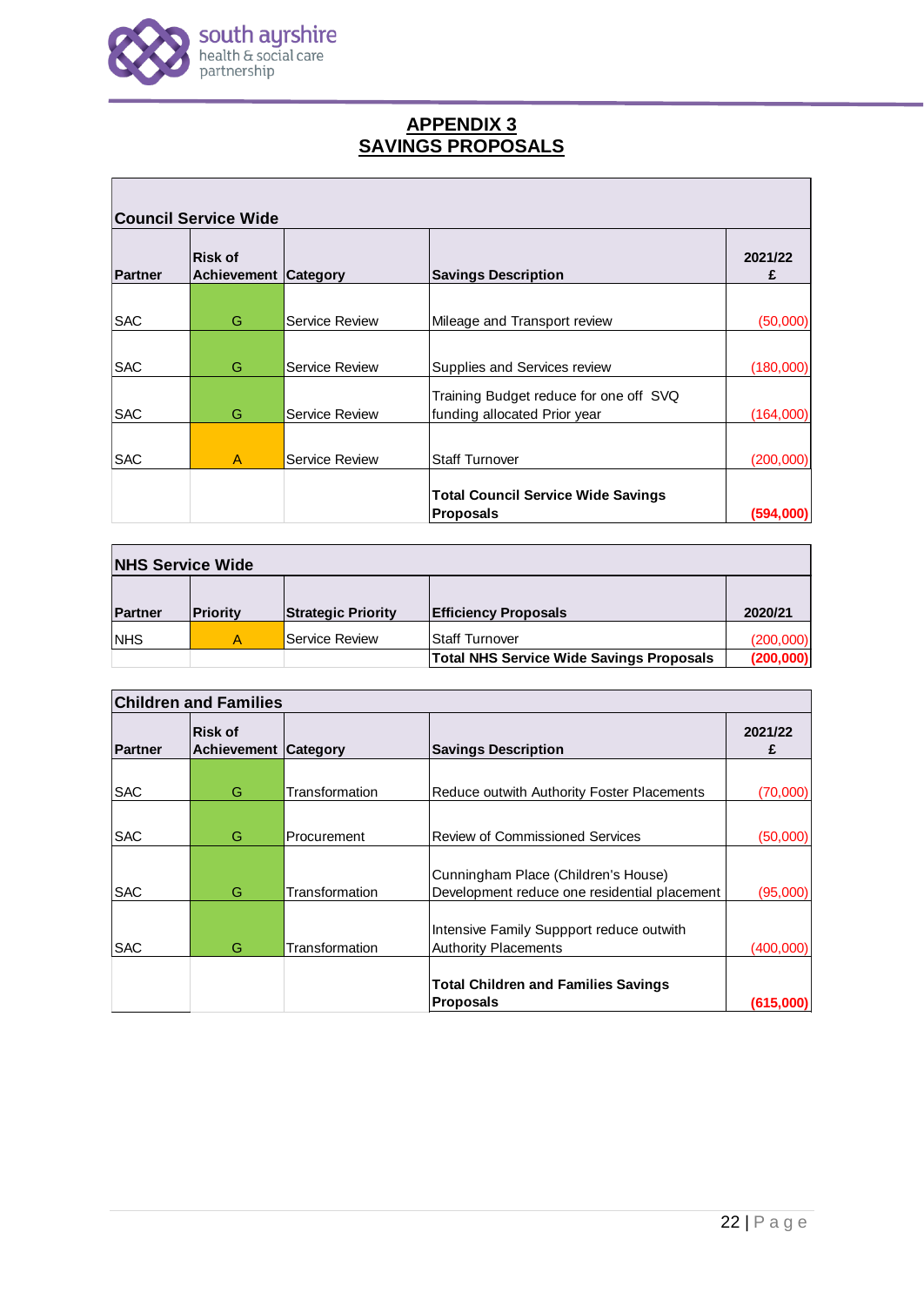# APPENDIX 3
# SAVINGS PROPOSALS

| Council Service Wide | | | | |
|---|---|---|---|---|
| **Partner** | **Risk of Achievement** | **Category** | **Savings Description** | **2021/22 £** |
| SAC | G | Service Review | Mileage and Transport review | (50,000) |
| SAC | G | Service Review | Supplies and Services review | (180,000) |
| SAC | G | Service Review | Training Budget reduce for one off SVQ funding allocated Prior year | (164,000) |
| SAC | A | Service Review | Staff Turnover | (200,000) |
| | | | **Total Council Service Wide Savings Proposals** | **(594,000)** |

| NHS Service Wide | | | | |
|---|---|---|---|---|
| **Partner** | **Priority** | **Strategic Priority** | **Efficiency Proposals** | **2020/21** |
| NHS | A | Service Review | Staff Turnover | (200,000) |
| | | | **Total NHS Service Wide Savings Proposals** | **(200,000)** |

| Children and Families | | | | |
|---|---|---|---|---|
| **Partner** | **Risk of Achievement** | **Category** | **Savings Description** | **2021/22 £** |
| SAC | G | Transformation | Reduce outwith Authority Foster Placements | (70,000) |
| SAC | G | Procurement | Review of Commissioned Services | (50,000) |
| SAC | G | Transformation | Cunningham Place (Children's House) Development reduce one residential placement | (95,000) |
| SAC | G | Transformation | Intensive Family Suppport reduce outwith Authority Placements | (400,000) |
| | | | **Total Children and Families Savings Proposals** | **(615,000)** |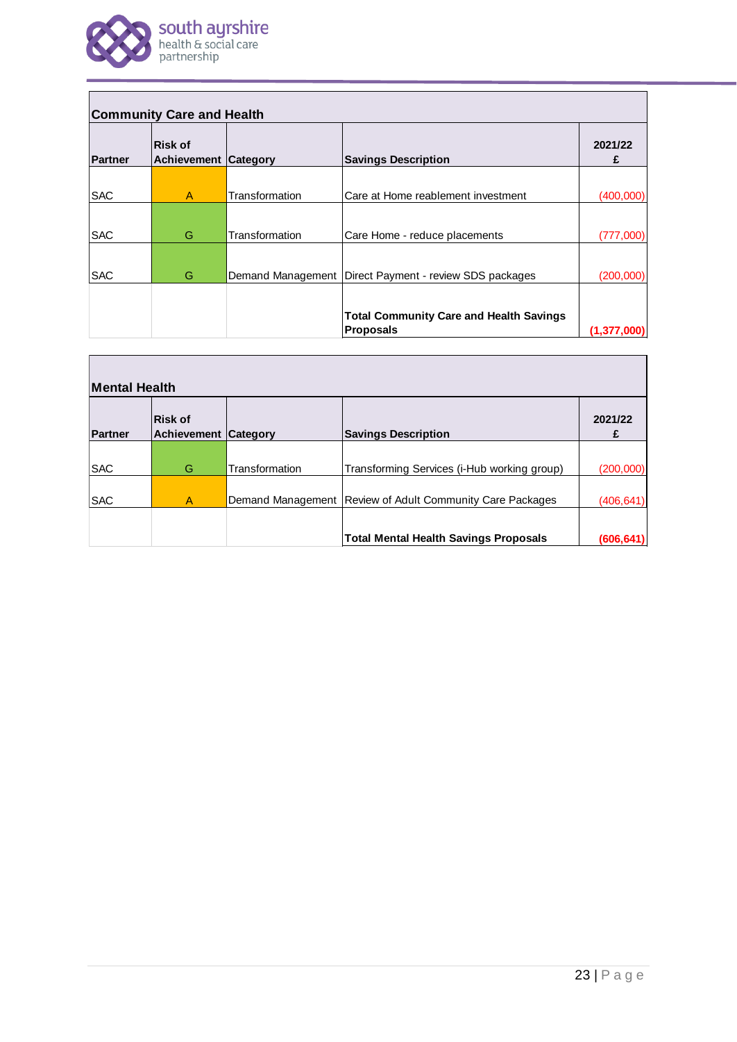| **Community Care and Health** | | | | |
|---|---|---|---|---|
| **Partner** | **Risk of Achievement** | **Category** | **Savings Description** | **2021/22 £** |
| SAC | A | Transformation | Care at Home reablement investment | (400,000) |
| SAC | G | Transformation | Care Home - reduce placements | (777,000) |
| SAC | G | Demand Management | Direct Payment - review SDS packages | (200,000) |
| | | | **Total Community Care and Health Savings Proposals** | **(1,377,000)** |

| **Mental Health** | | | | |
|---|---|---|---|---|
| **Partner** | **Risk of Achievement** | **Category** | **Savings Description** | **2021/22 £** |
| SAC | G | Transformation | Transforming Services (i-Hub working group) | (200,000) |
| SAC | A | Demand Management | Review of Adult Community Care Packages | (406,641) |
| | | | **Total Mental Health Savings Proposals** | **(606,641)** |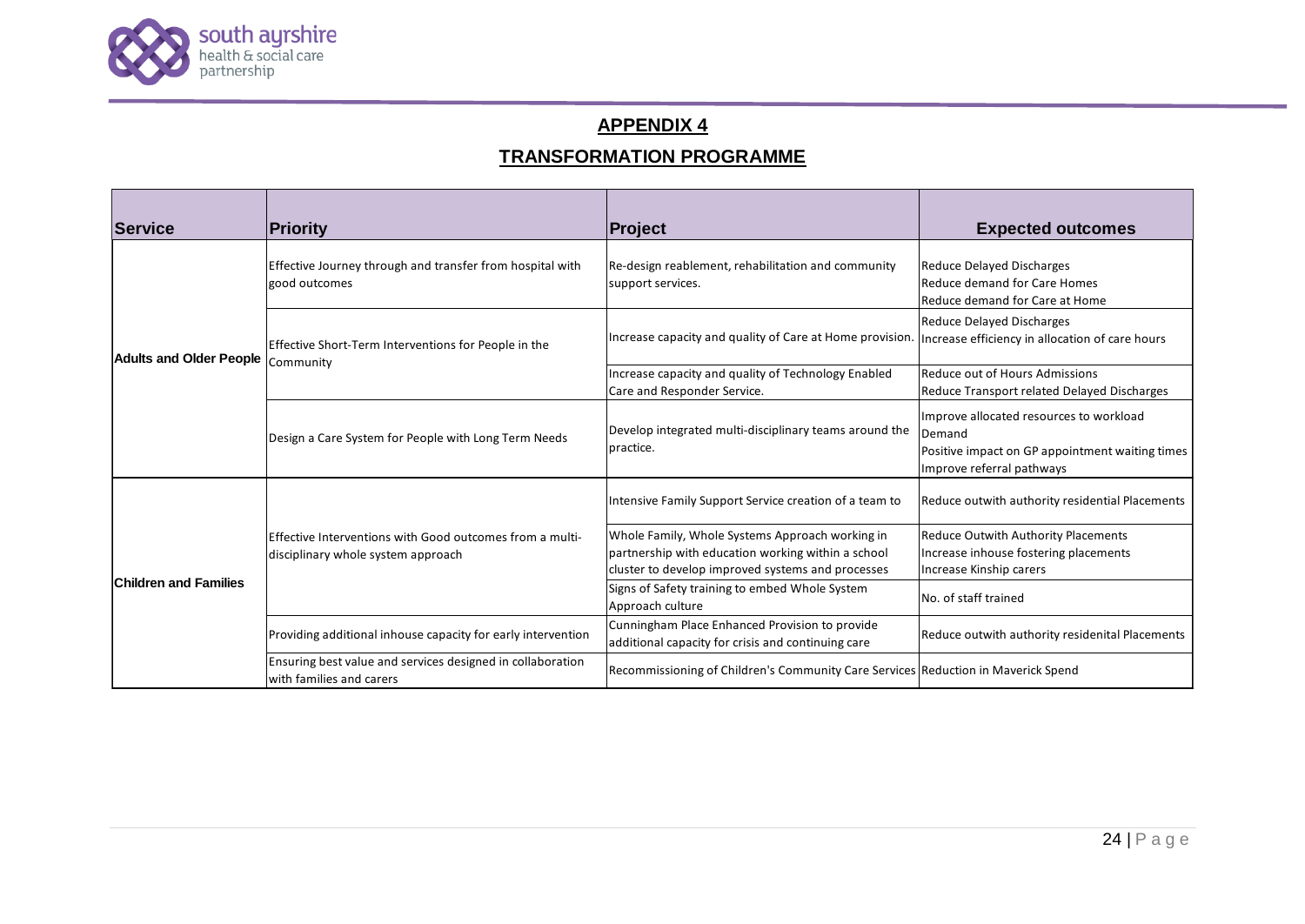## APPENDIX 4

## TRANSFORMATION PROGRAMME

| Service | Priority | Project | Expected outcomes |
|---|---|---|---|
| Adults and Older People | Effective Journey through and transfer from hospital with good outcomes | Re-design reablement, rehabilitation and community support services. | Reduce Delayed Discharges<br>Reduce demand for Care Homes<br>Reduce demand for Care at Home |
| | Effective Short-Term Interventions for People in the Community | Increase capacity and quality of Care at Home provision. | Reduce Delayed Discharges<br>Increase efficiency in allocation of care hours |
| | | Increase capacity and quality of Technology Enabled Care and Responder Service. | Reduce out of Hours Admissions<br>Reduce Transport related Delayed Discharges |
| | Design a Care System for People with Long Term Needs | Develop integrated multi-disciplinary teams around the practice. | Improve allocated resources to workload Demand<br>Positive impact on GP appointment waiting times<br>Improve referral pathways |
| Children and Families | Effective Interventions with Good outcomes from a multi-disciplinary whole system approach | Intensive Family Support Service creation of a team to | Reduce outwith authority residential Placements |
| | | Whole Family, Whole Systems Approach working in partnership with education working within a school cluster to develop improved systems and processes | Reduce Outwith Authority Placements<br>Increase inhouse fostering placements<br>Increase Kinship carers |
| | | Signs of Safety training to embed Whole System Approach culture | No. of staff trained |
| | Providing additional inhouse capacity for early intervention | Cunningham Place Enhanced Provision to provide additional capacity for crisis and continuing care | Reduce outwith authority residenital Placements |
| | Ensuring best value and services designed in collaboration with families and carers | Recommissioning of Children's Community Care Services | Reduction in Maverick Spend |